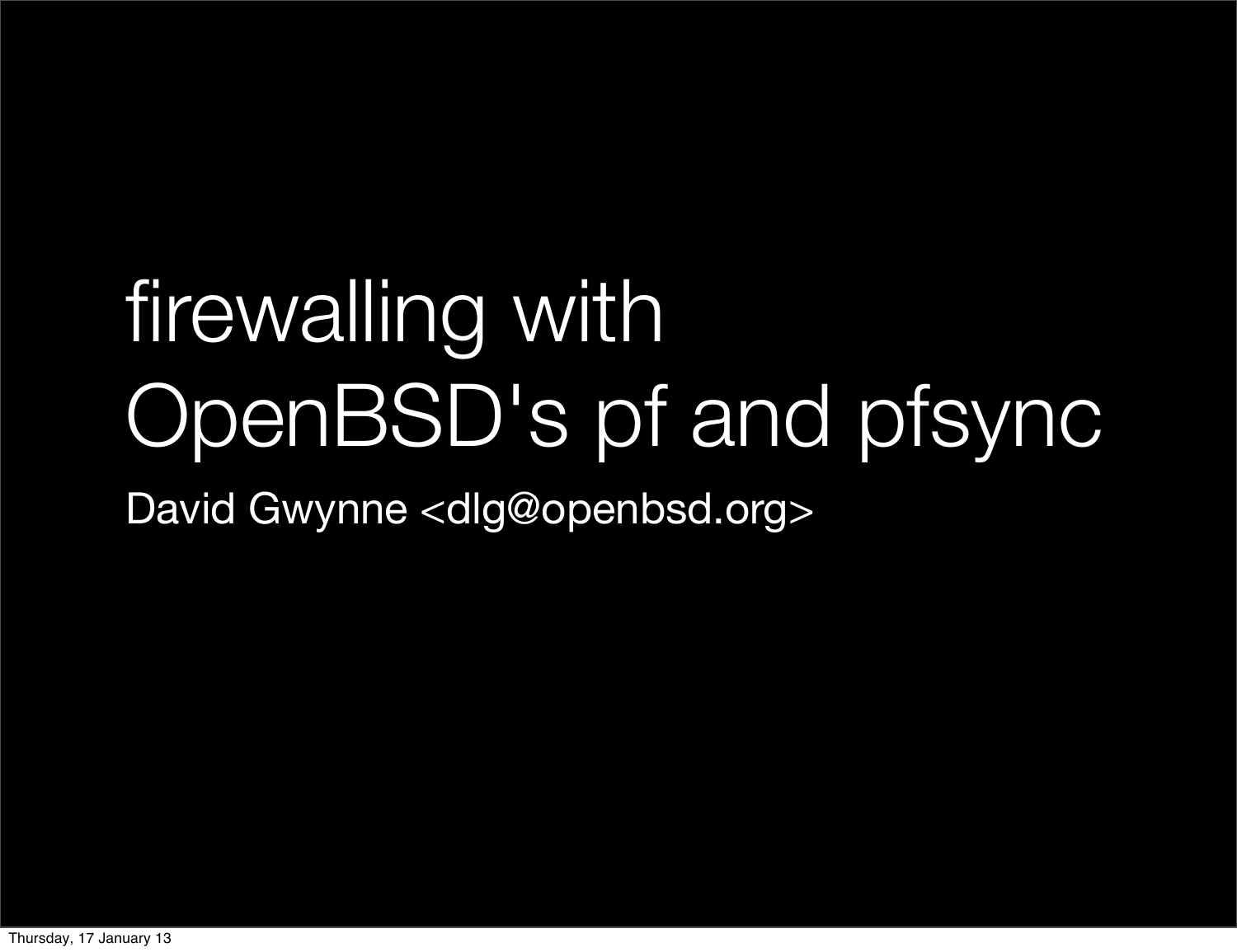# firewalling with OpenBSD's pf and pfsync

David Gwynne <dlg@openbsd.org>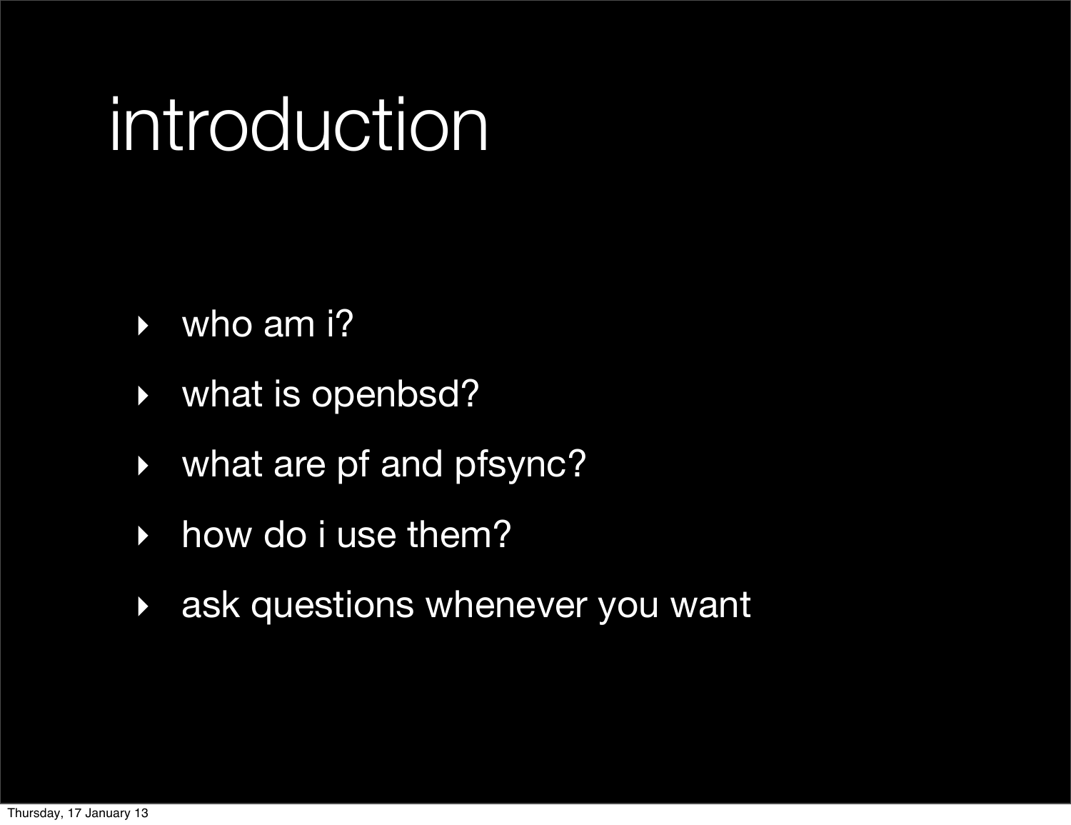# introduction

- who am i?
- what is openbsd?
- what are pf and pfsync?
- how do i use them?
- ask questions whenever you want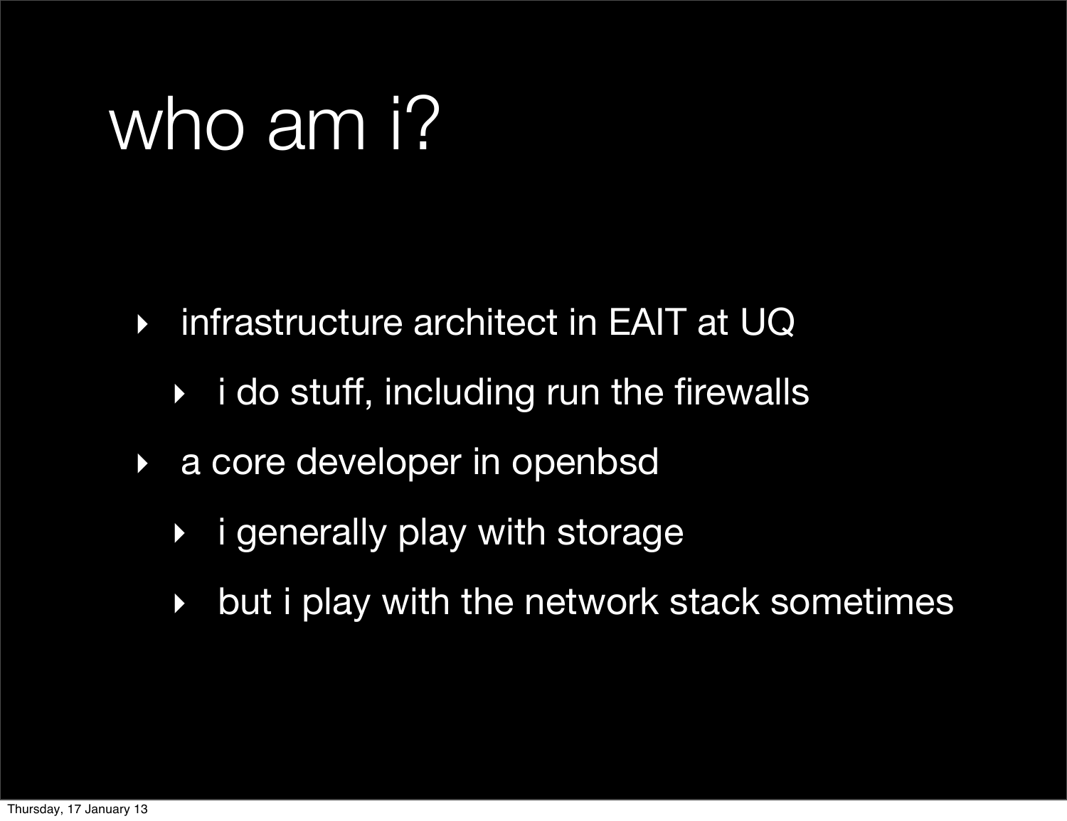# who am i?

- infrastructure architect in EAIT at UQ
  - i do stuff, including run the firewalls
- a core developer in openbsd
  - i generally play with storage
  - but i play with the network stack sometimes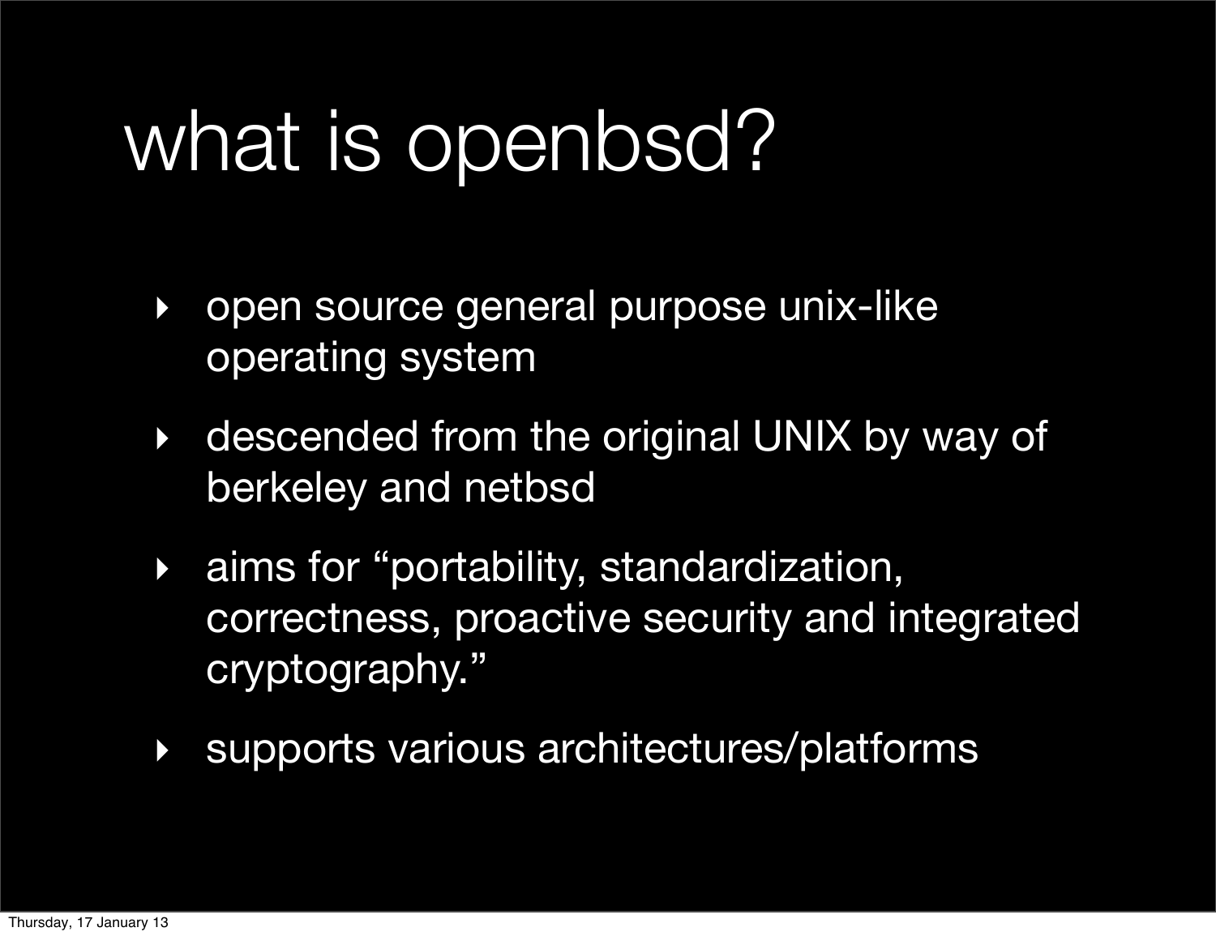# what is openbsd?

- open source general purpose unix-like operating system
- descended from the original UNIX by way of berkeley and netbsd
- aims for "portability, standardization, correctness, proactive security and integrated cryptography."
- supports various architectures/platforms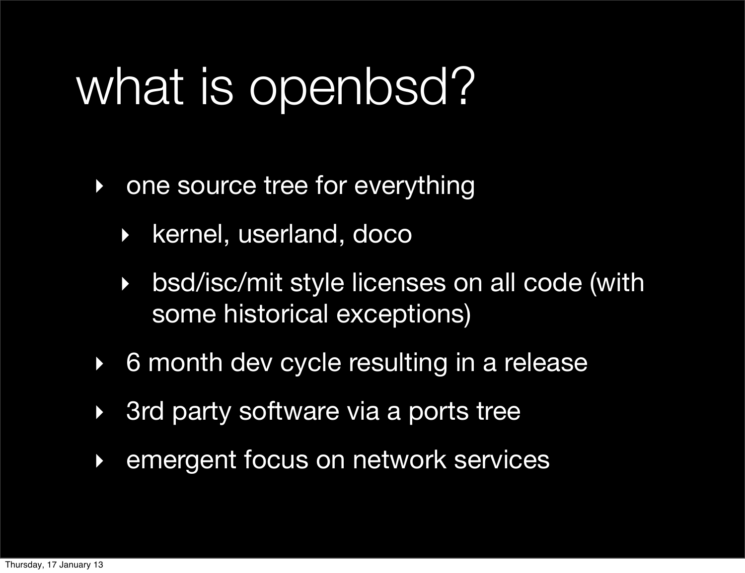# what is openbsd?

- one source tree for everything
  - kernel, userland, doco
  - bsd/isc/mit style licenses on all code (with some historical exceptions)
- 6 month dev cycle resulting in a release
- 3rd party software via a ports tree
- emergent focus on network services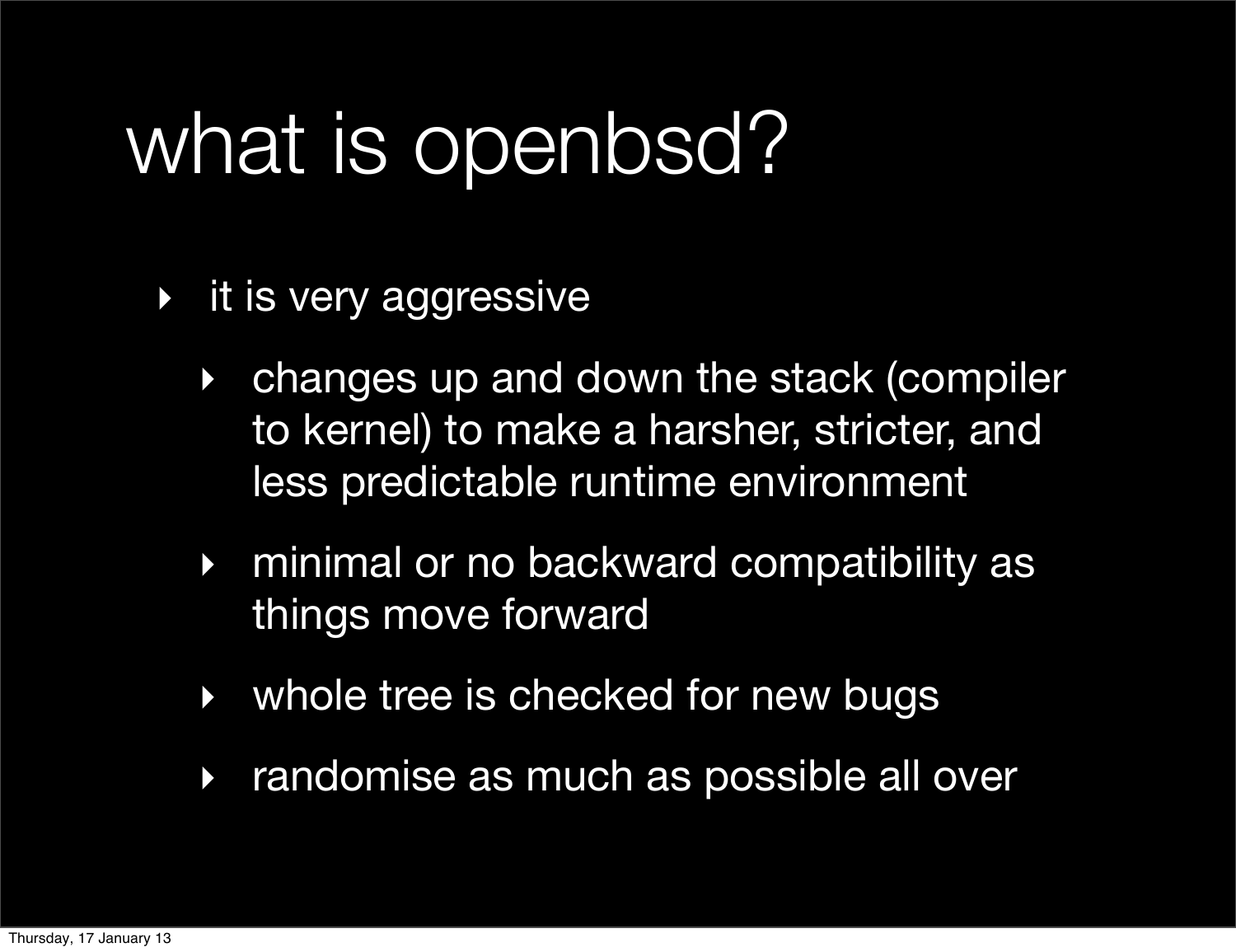# what is openbsd?

- it is very aggressive
  - changes up and down the stack (compiler to kernel) to make a harsher, stricter, and less predictable runtime environment
  - minimal or no backward compatibility as things move forward
  - whole tree is checked for new bugs
  - randomise as much as possible all over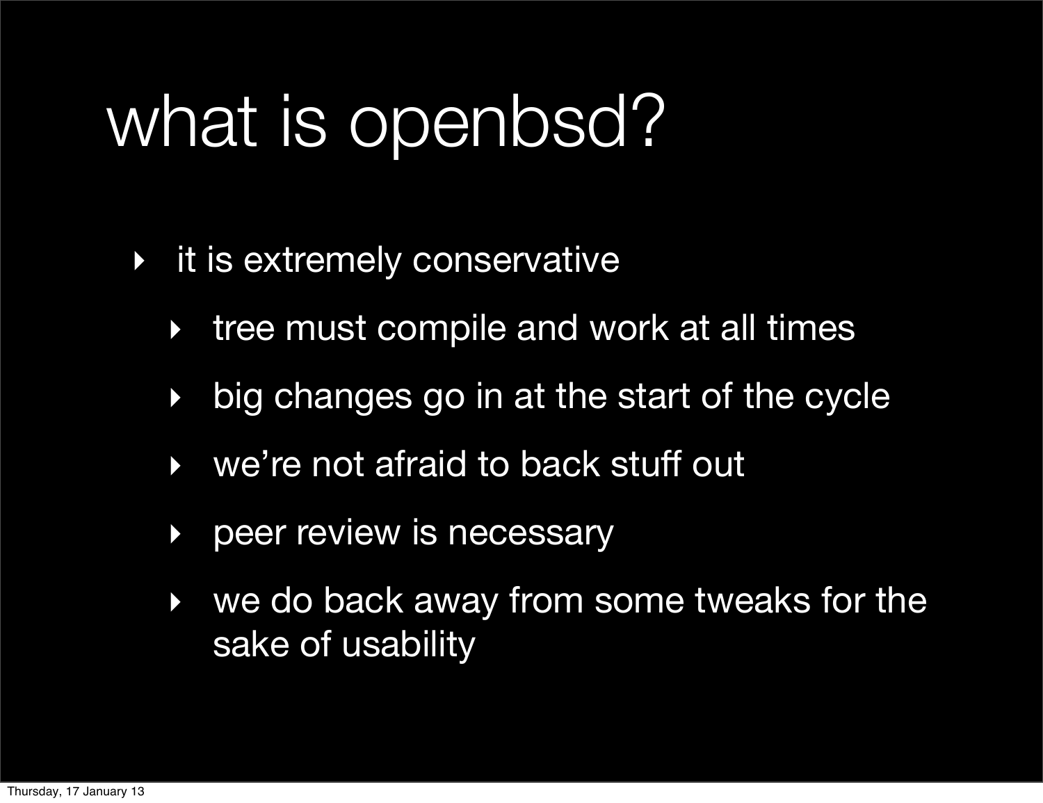# what is openbsd?

- it is extremely conservative
  - tree must compile and work at all times
  - big changes go in at the start of the cycle
  - we're not afraid to back stuff out
  - peer review is necessary
  - we do back away from some tweaks for the sake of usability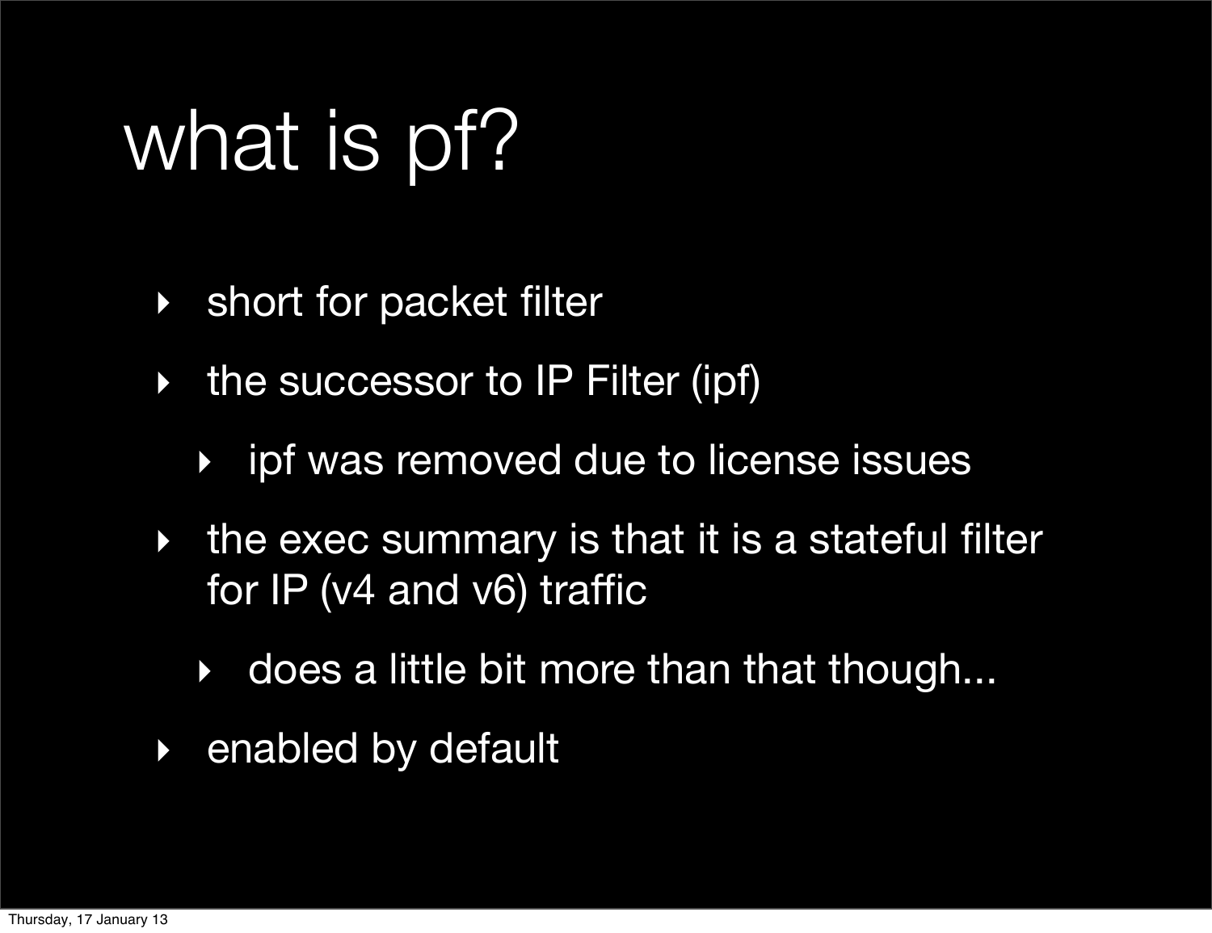# what is pf?

- short for packet filter
- the successor to IP Filter (ipf)
  - ipf was removed due to license issues
- the exec summary is that it is a stateful filter for IP (v4 and v6) traffic
  - does a little bit more than that though...
- enabled by default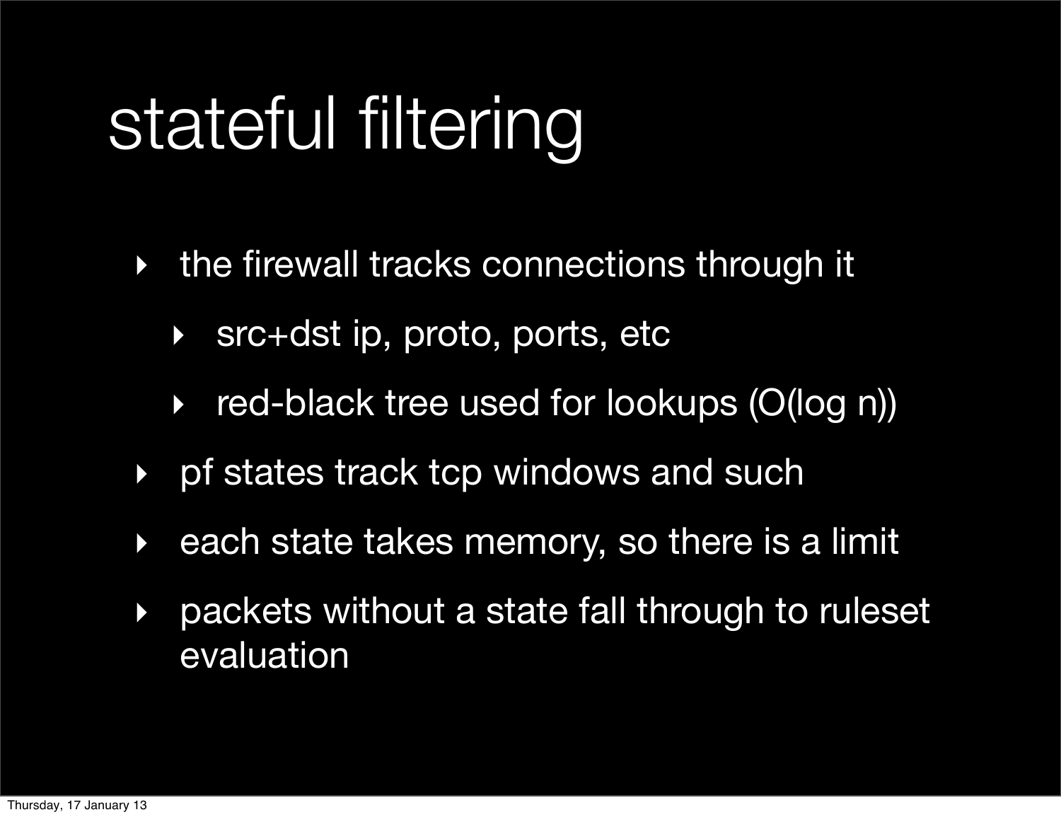# stateful filtering

- the firewall tracks connections through it
  - src+dst ip, proto, ports, etc
  - red-black tree used for lookups (O(log n))
- pf states track tcp windows and such
- each state takes memory, so there is a limit
- packets without a state fall through to ruleset evaluation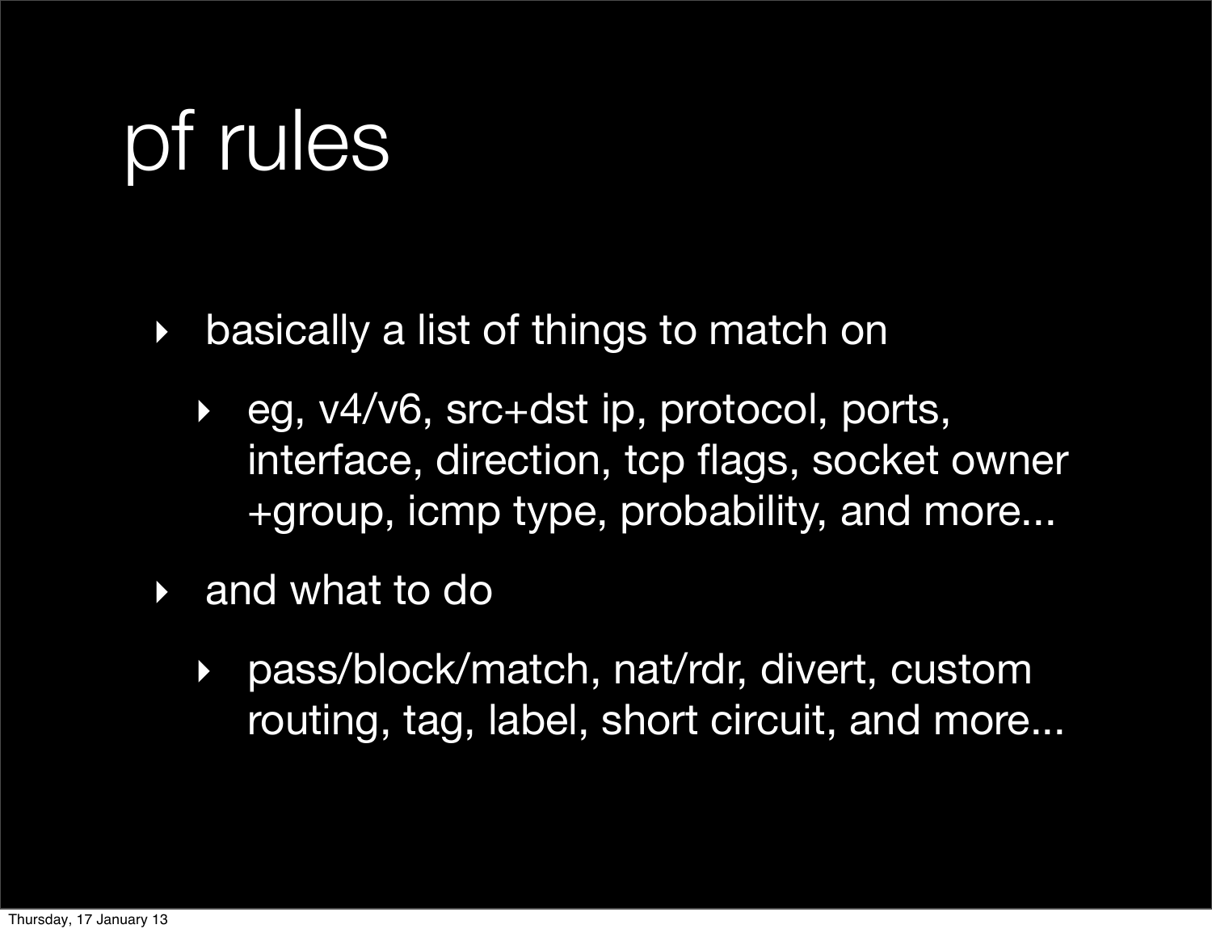# pf rules

- basically a list of things to match on
  - eg, v4/v6, src+dst ip, protocol, ports, interface, direction, tcp flags, socket owner +group, icmp type, probability, and more...
- and what to do
  - pass/block/match, nat/rdr, divert, custom routing, tag, label, short circuit, and more...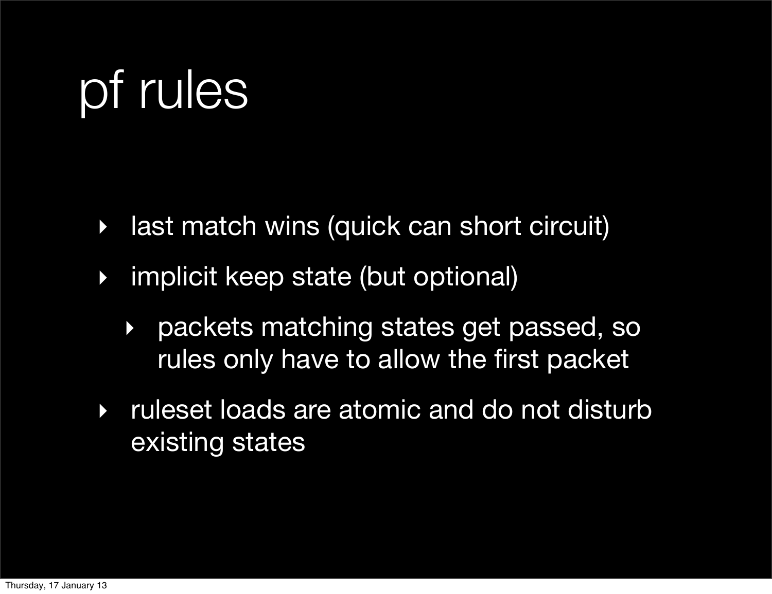# pf rules

- last match wins (quick can short circuit)
- implicit keep state (but optional)
  - packets matching states get passed, so rules only have to allow the first packet
- ruleset loads are atomic and do not disturb existing states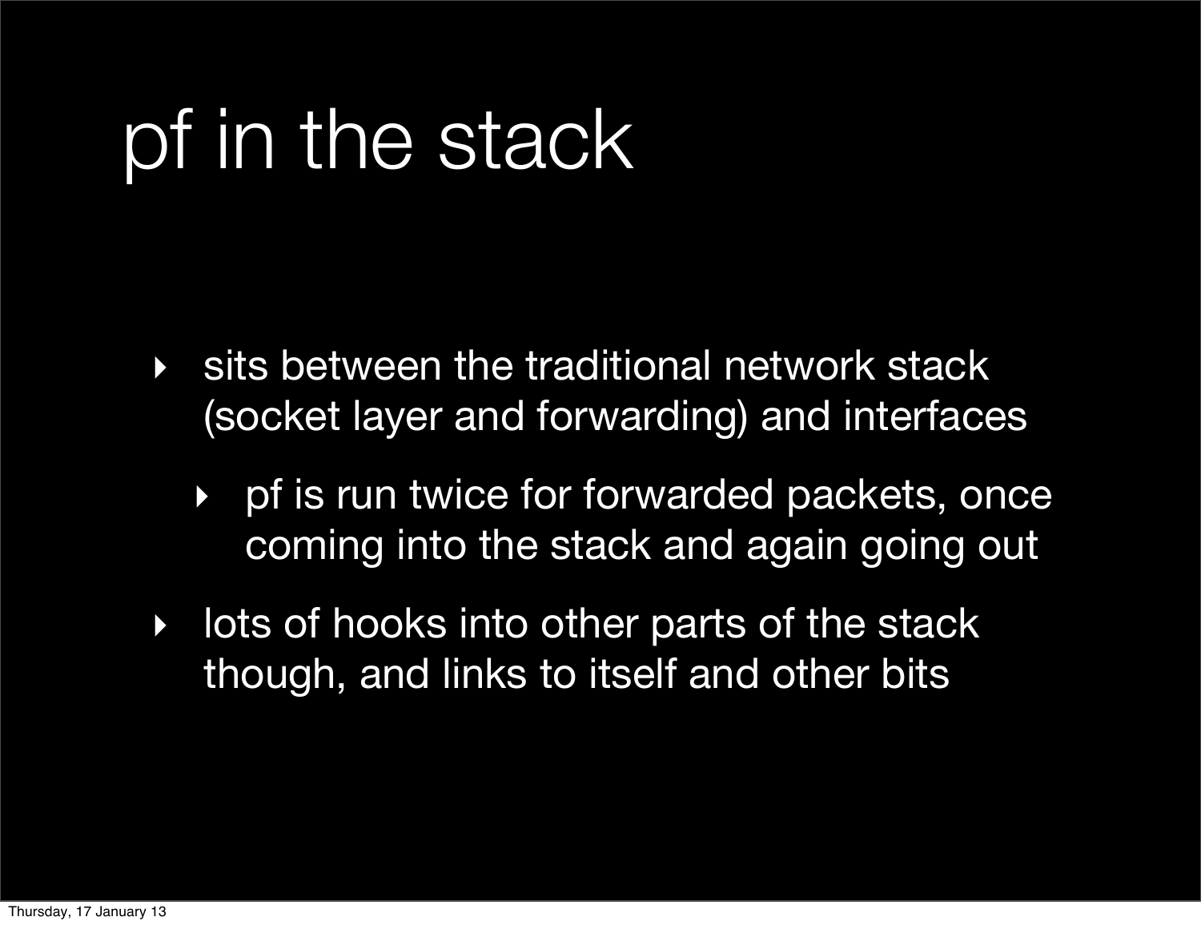# pf in the stack

- sits between the traditional network stack (socket layer and forwarding) and interfaces
  - pf is run twice for forwarded packets, once coming into the stack and again going out
- lots of hooks into other parts of the stack though, and links to itself and other bits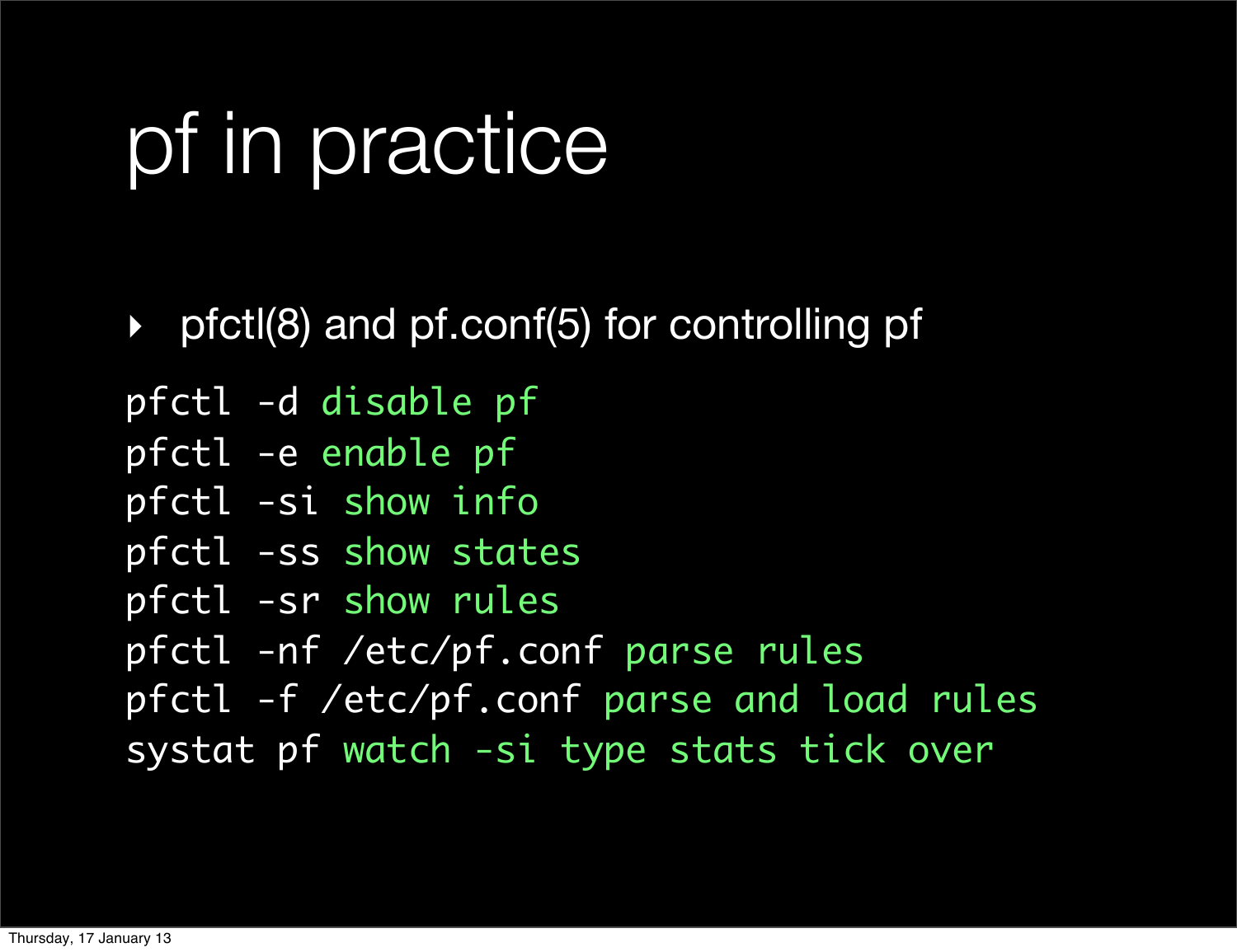# pf in practice

- pfctl(8) and pf.conf(5) for controlling pf

```
pfctl -d disable pf
pfctl -e enable pf
pfctl -si show info
pfctl -ss show states
pfctl -sr show rules
pfctl -nf /etc/pf.conf parse rules
pfctl -f /etc/pf.conf parse and load rules
systat pf watch -si type stats tick over
```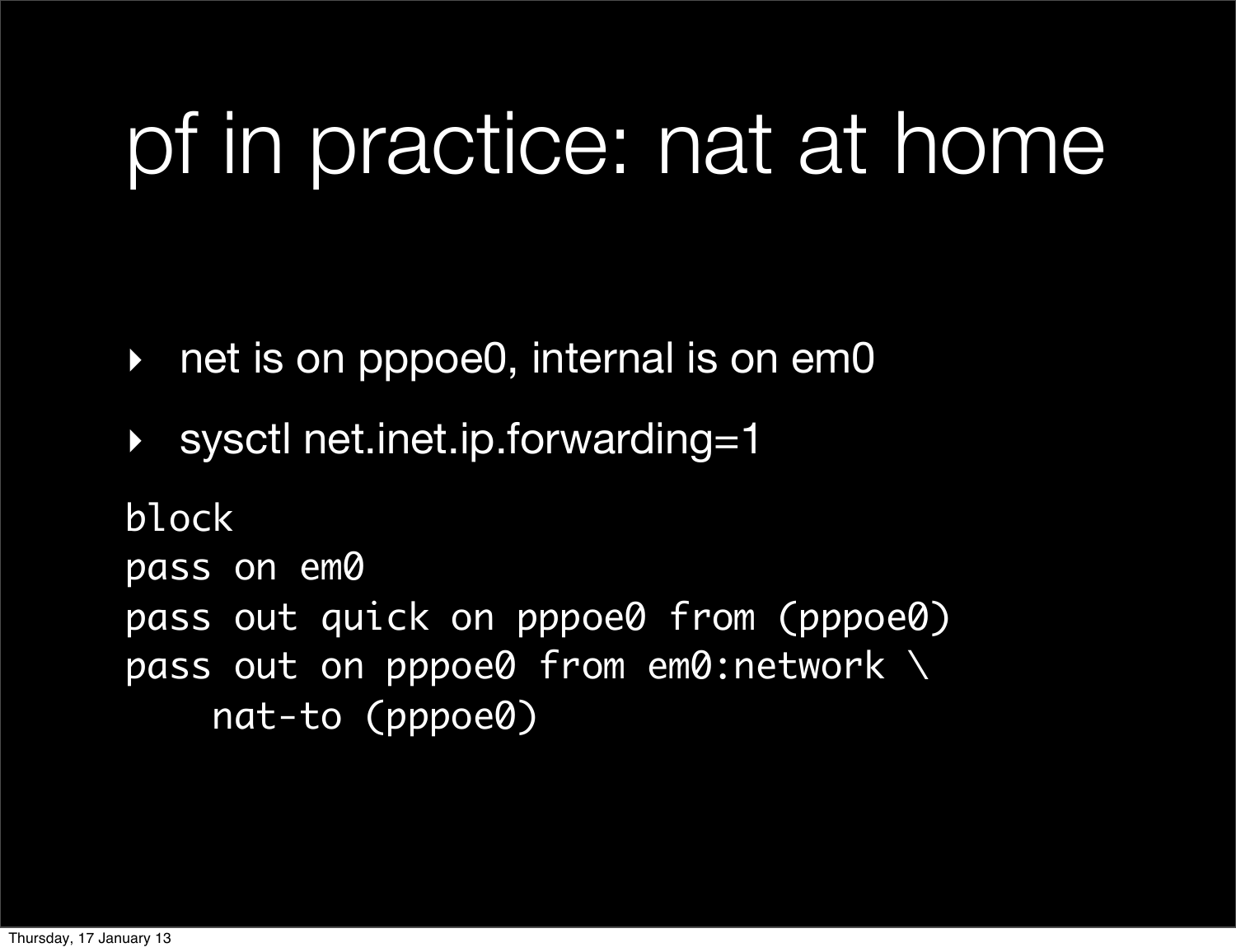# pf in practice: nat at home

- net is on pppoe0, internal is on em0
- sysctl net.inet.ip.forwarding=1

```
block
pass on em0
pass out quick on pppoe0 from (pppoe0)
pass out on pppoe0 from em0:network \
    nat-to (pppoe0)
```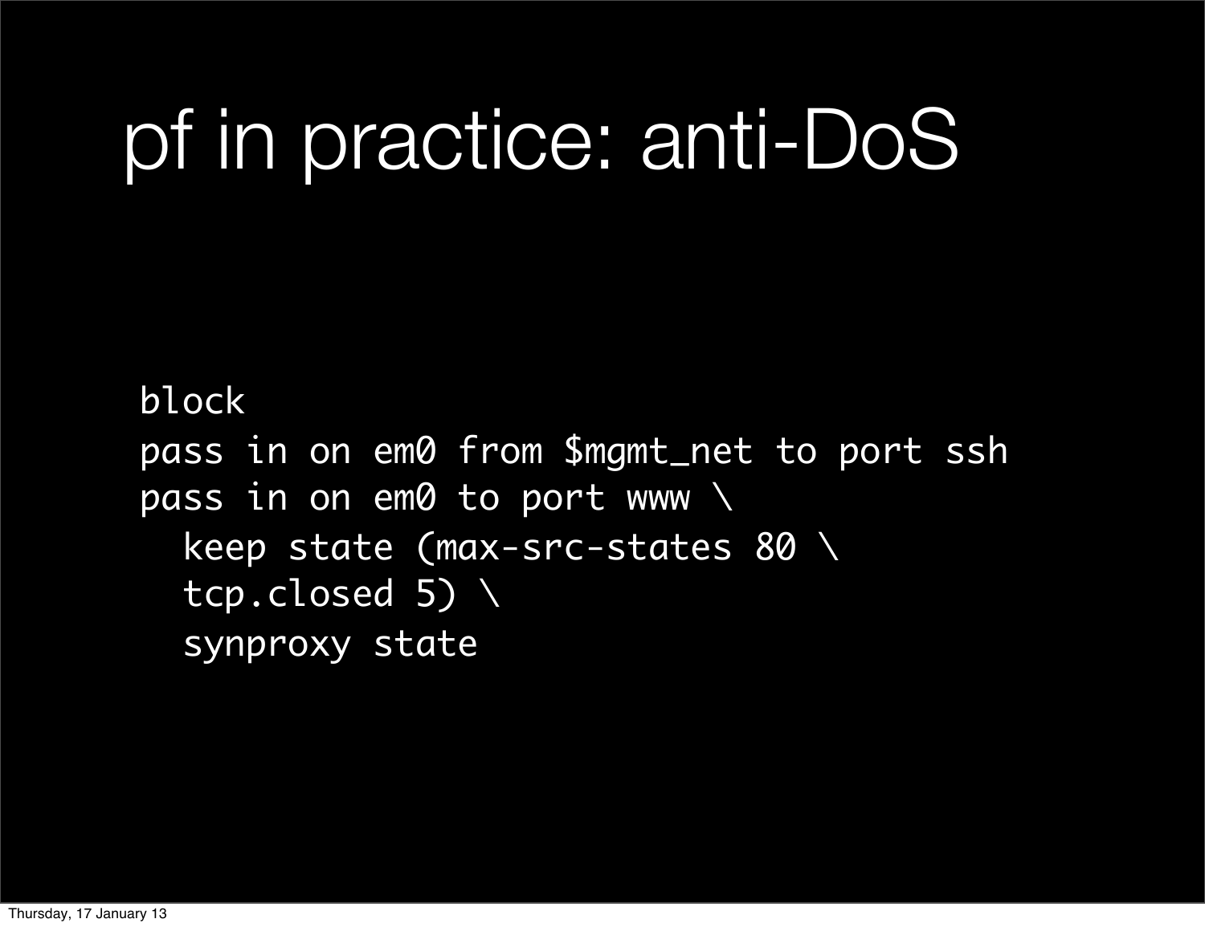# pf in practice: anti-DoS

```
block
pass in on em0 from $mgmt_net to port ssh
pass in on em0 to port www \
  keep state (max-src-states 80 \
  tcp.closed 5) \
  synproxy state
```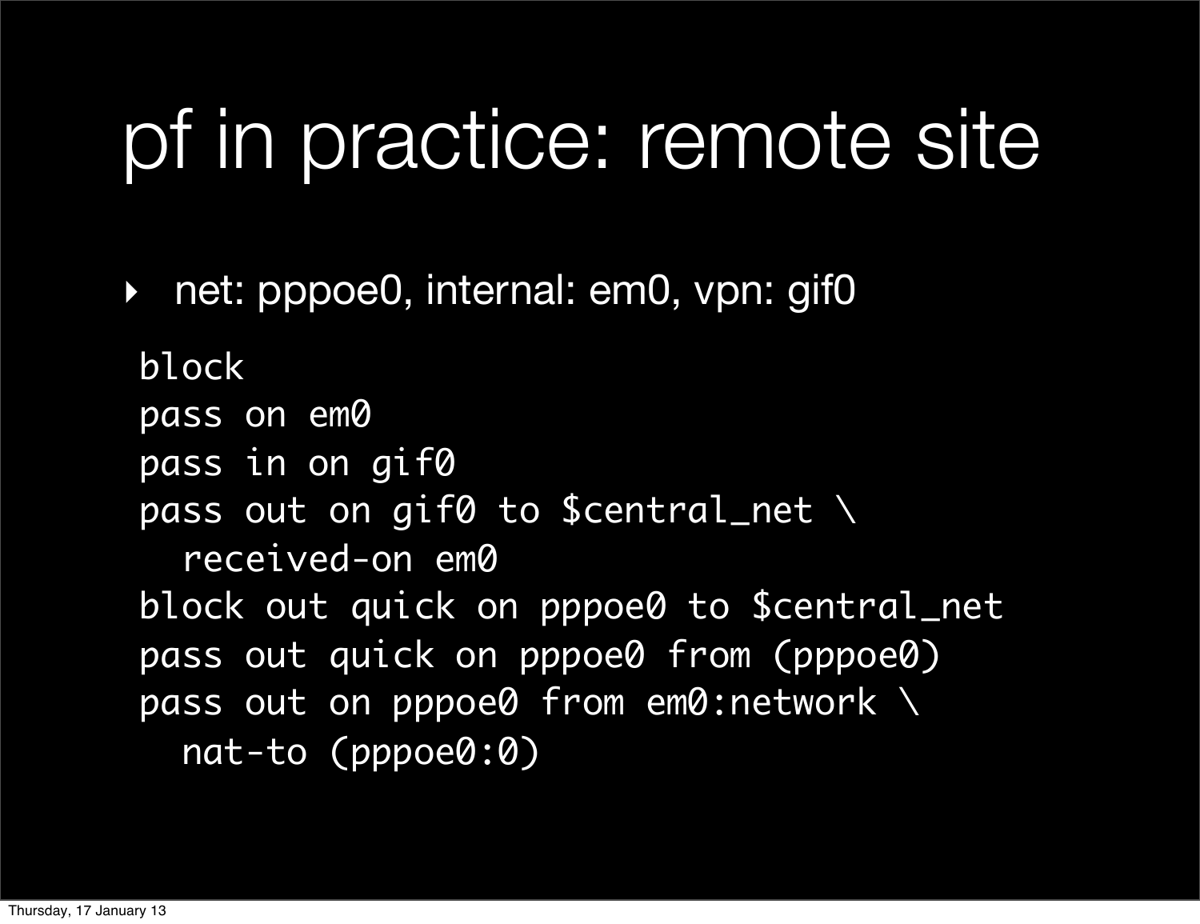# pf in practice: remote site

- net: pppoe0, internal: em0, vpn: gif0

```
block
pass on em0
pass in on gif0
pass out on gif0 to $central_net \
  received-on em0
block out quick on pppoe0 to $central_net
pass out quick on pppoe0 from (pppoe0)
pass out on pppoe0 from em0:network \
  nat-to (pppoe0:0)
```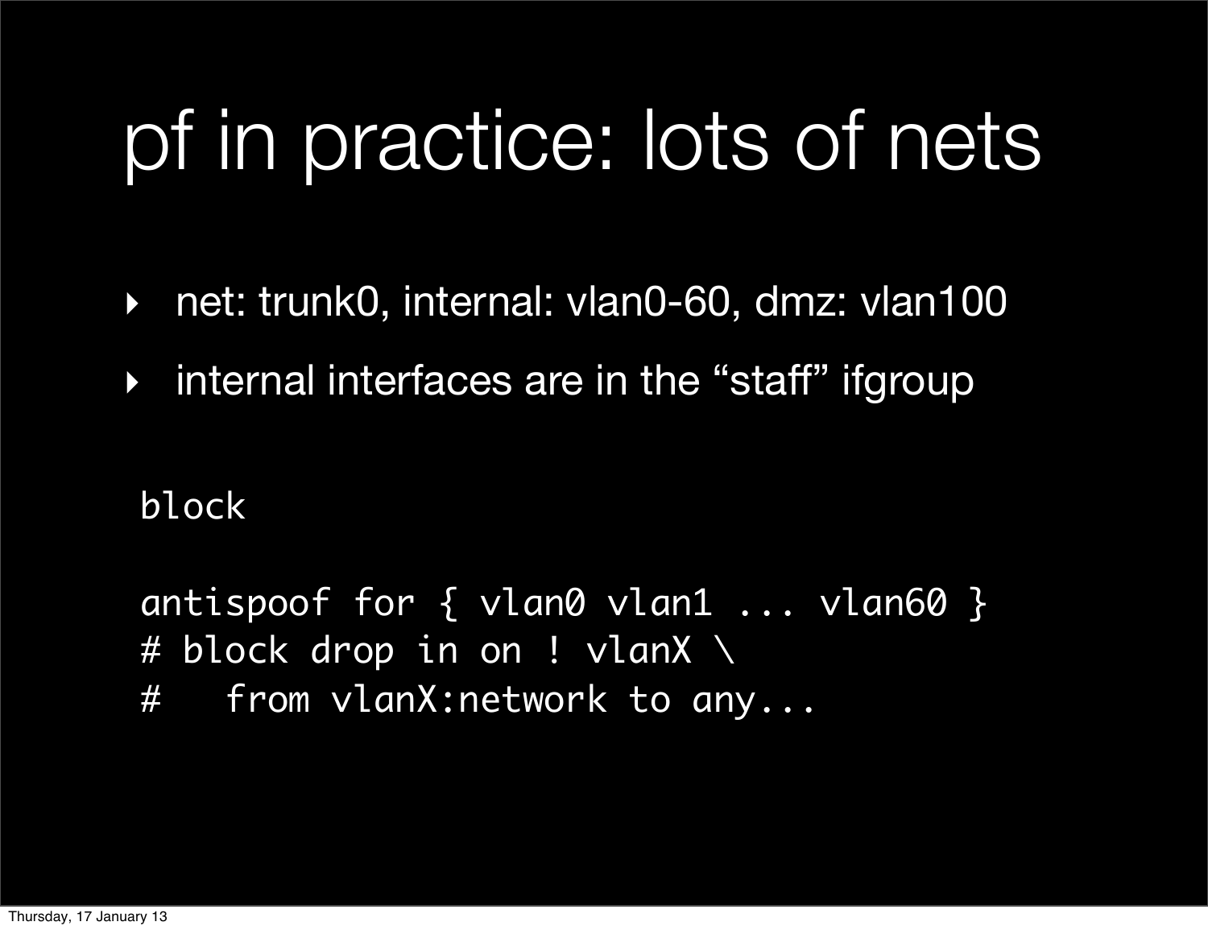# pf in practice: lots of nets

- net: trunk0, internal: vlan0-60, dmz: vlan100
- internal interfaces are in the “staff” ifgroup

```
block

antispoof for { vlan0 vlan1 ... vlan60 }
# block drop in on ! vlanX \
#   from vlanX:network to any...
```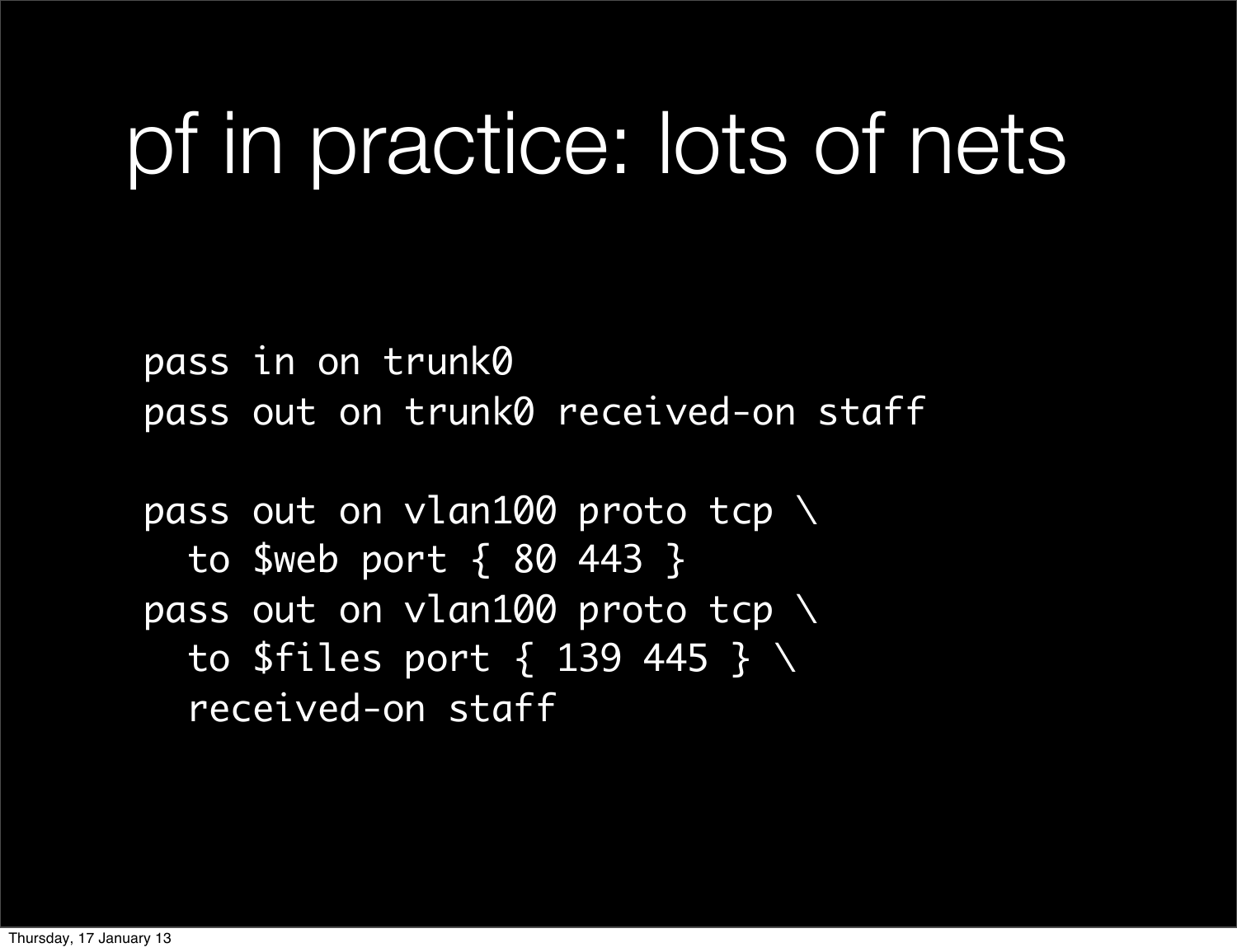# pf in practice: lots of nets

```
pass in on trunk0
pass out on trunk0 received-on staff

pass out on vlan100 proto tcp \
  to $web port { 80 443 }
pass out on vlan100 proto tcp \
  to $files port { 139 445 } \
  received-on staff
```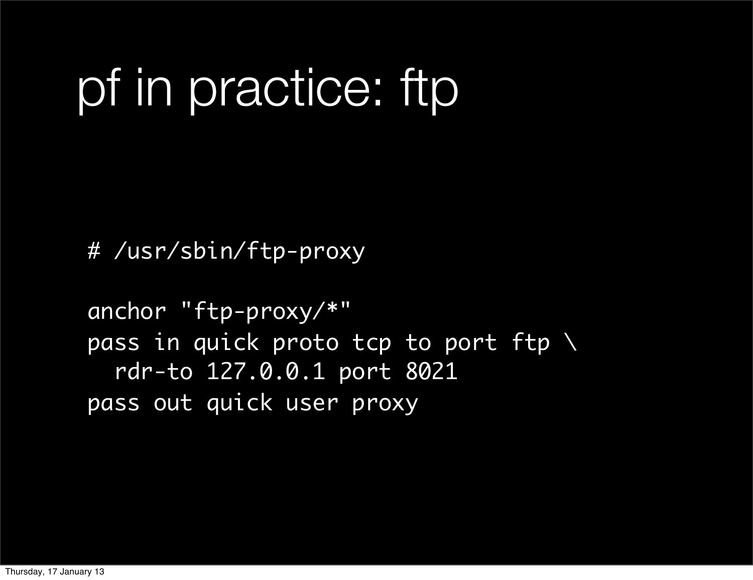# pf in practice: ftp

```
# /usr/sbin/ftp-proxy

anchor "ftp-proxy/*"
pass in quick proto tcp to port ftp \
  rdr-to 127.0.0.1 port 8021
pass out quick user proxy
```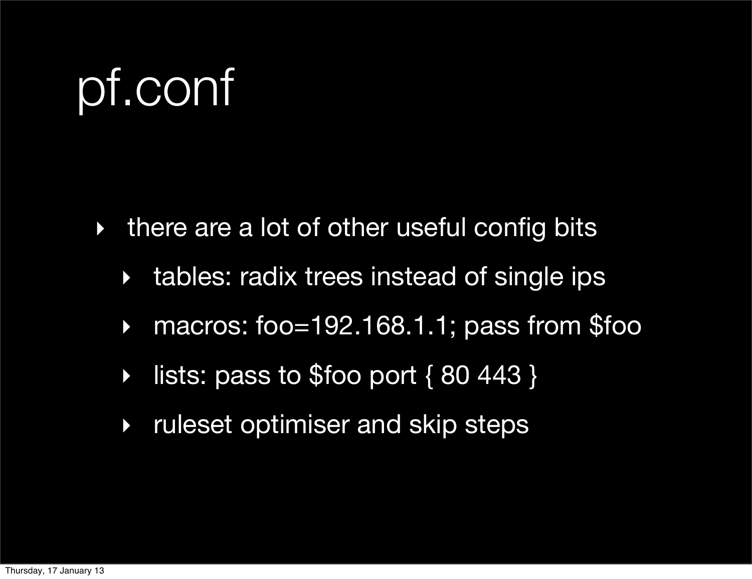# pf.conf

- there are a lot of other useful config bits
  - tables: radix trees instead of single ips
  - macros: foo=192.168.1.1; pass from $foo
  - lists: pass to $foo port { 80 443 }
  - ruleset optimiser and skip steps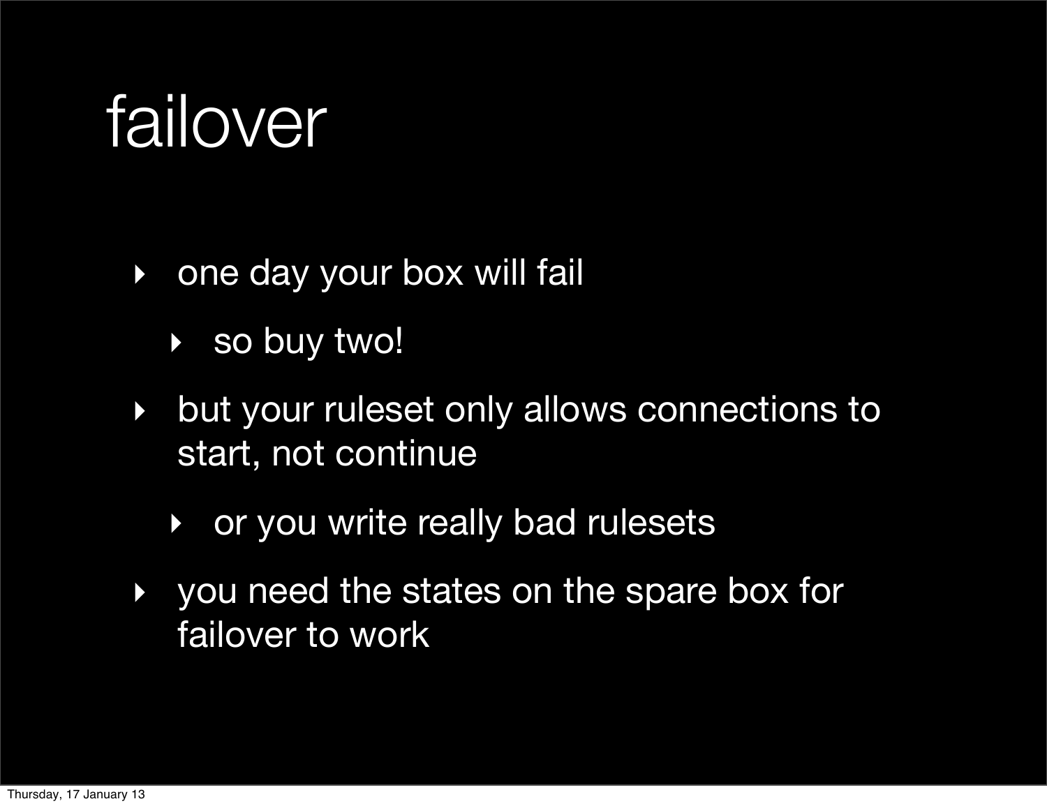# failover

- one day your box will fail
  - so buy two!
- but your ruleset only allows connections to start, not continue
  - or you write really bad rulesets
- you need the states on the spare box for failover to work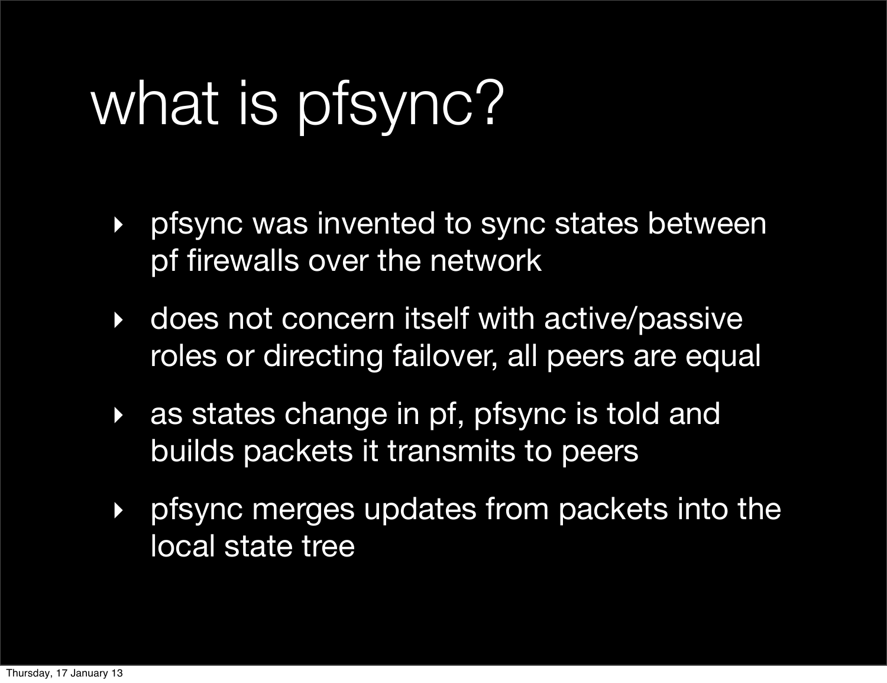# what is pfsync?

- pfsync was invented to sync states between pf firewalls over the network
- does not concern itself with active/passive roles or directing failover, all peers are equal
- as states change in pf, pfsync is told and builds packets it transmits to peers
- pfsync merges updates from packets into the local state tree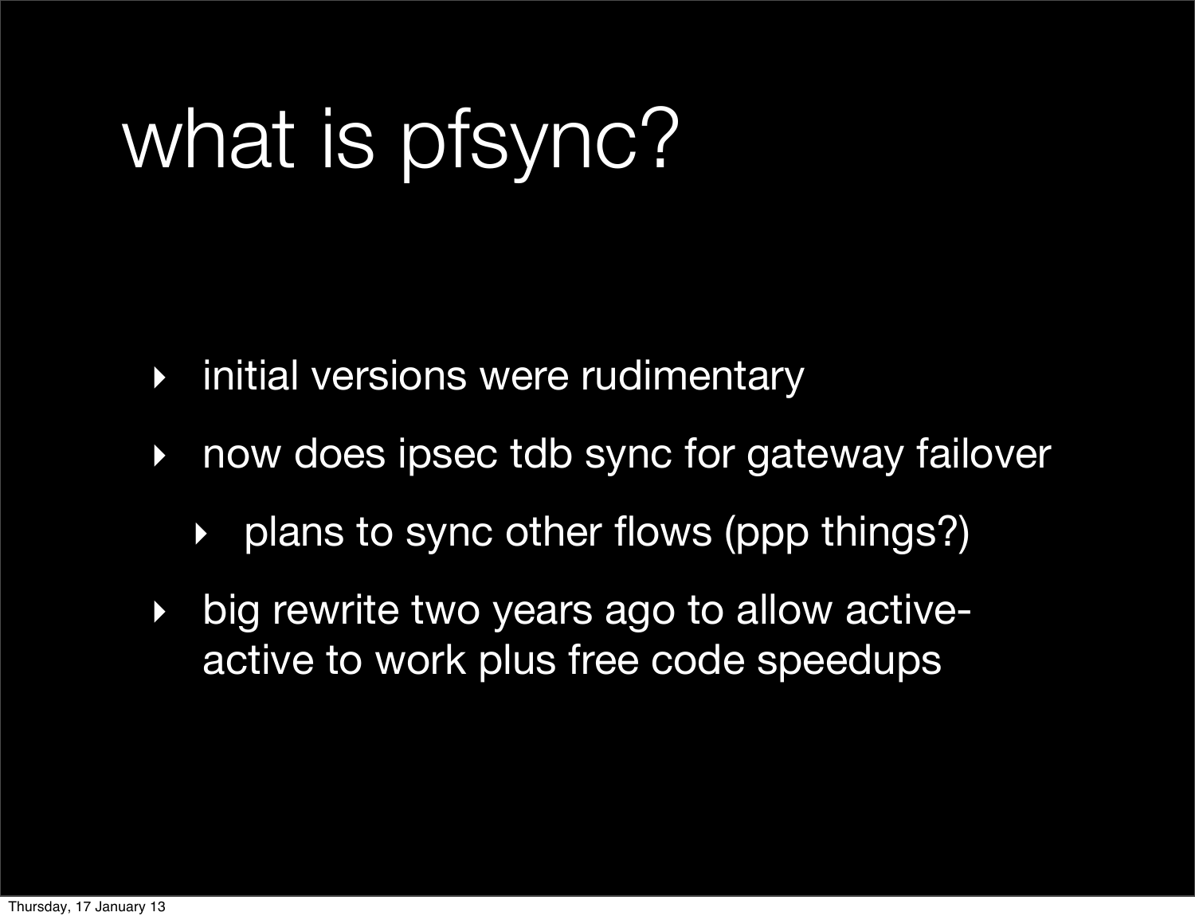# what is pfsync?

- initial versions were rudimentary
- now does ipsec tdb sync for gateway failover
  - plans to sync other flows (ppp things?)
- big rewrite two years ago to allow active-active to work plus free code speedups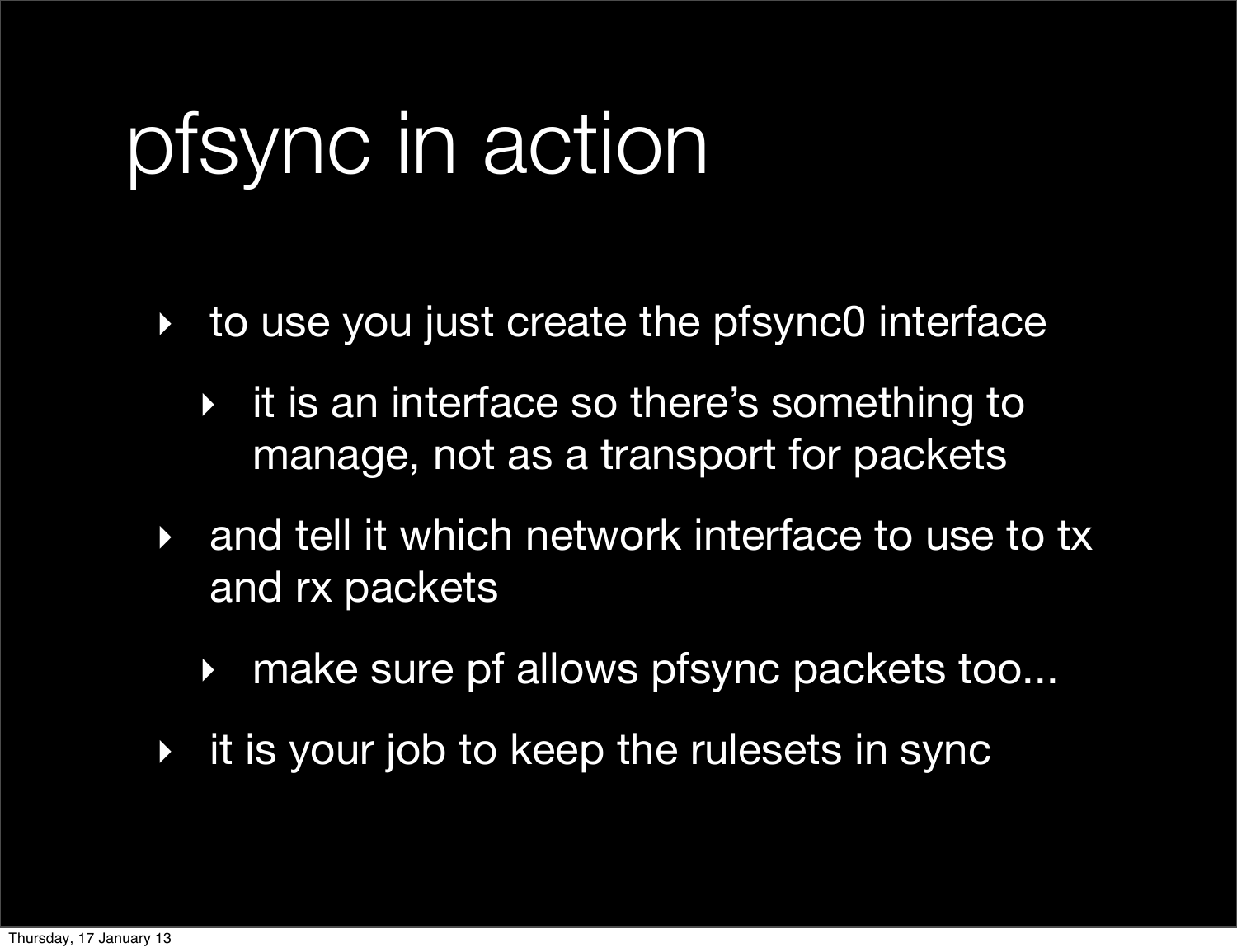# pfsync in action

- to use you just create the pfsync0 interface
  - it is an interface so there's something to manage, not as a transport for packets
- and tell it which network interface to use to tx and rx packets
  - make sure pf allows pfsync packets too...
- it is your job to keep the rulesets in sync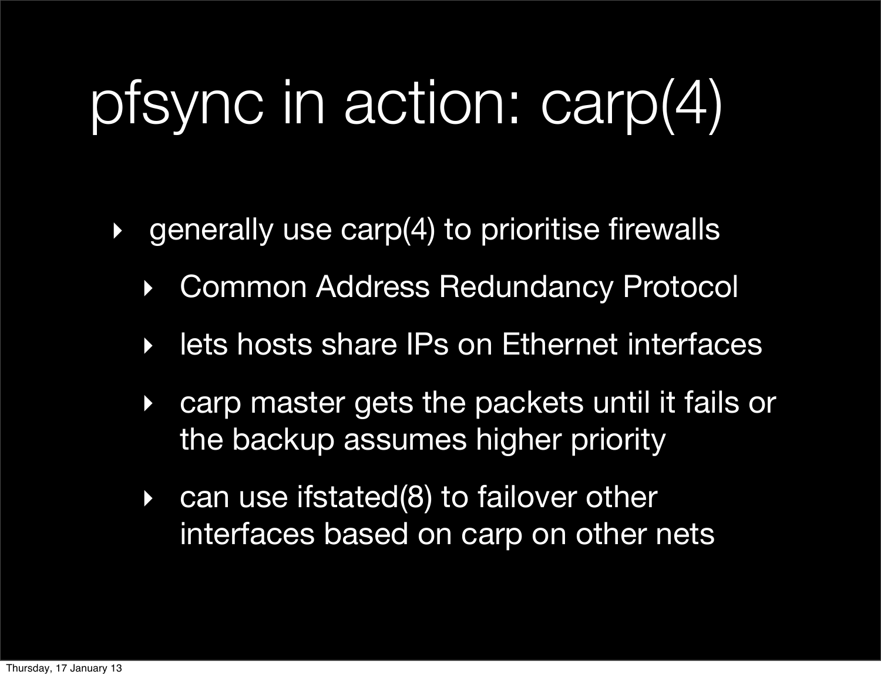# pfsync in action: carp(4)

- generally use carp(4) to prioritise firewalls
  - Common Address Redundancy Protocol
  - lets hosts share IPs on Ethernet interfaces
  - carp master gets the packets until it fails or the backup assumes higher priority
  - can use ifstated(8) to failover other interfaces based on carp on other nets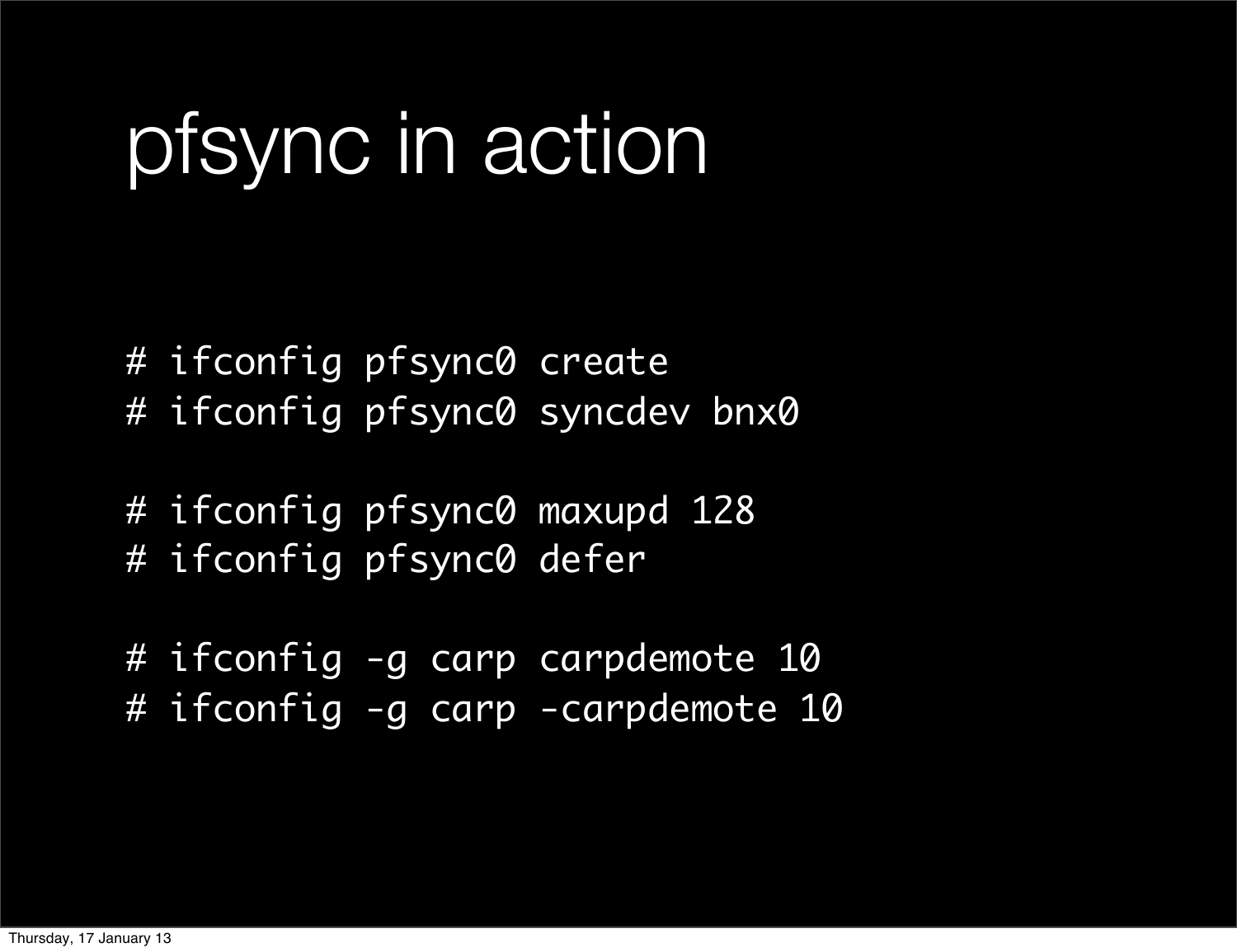# pfsync in action

```
# ifconfig pfsync0 create
# ifconfig pfsync0 syncdev bnx0

# ifconfig pfsync0 maxupd 128
# ifconfig pfsync0 defer

# ifconfig -g carp carpdemote 10
# ifconfig -g carp -carpdemote 10
```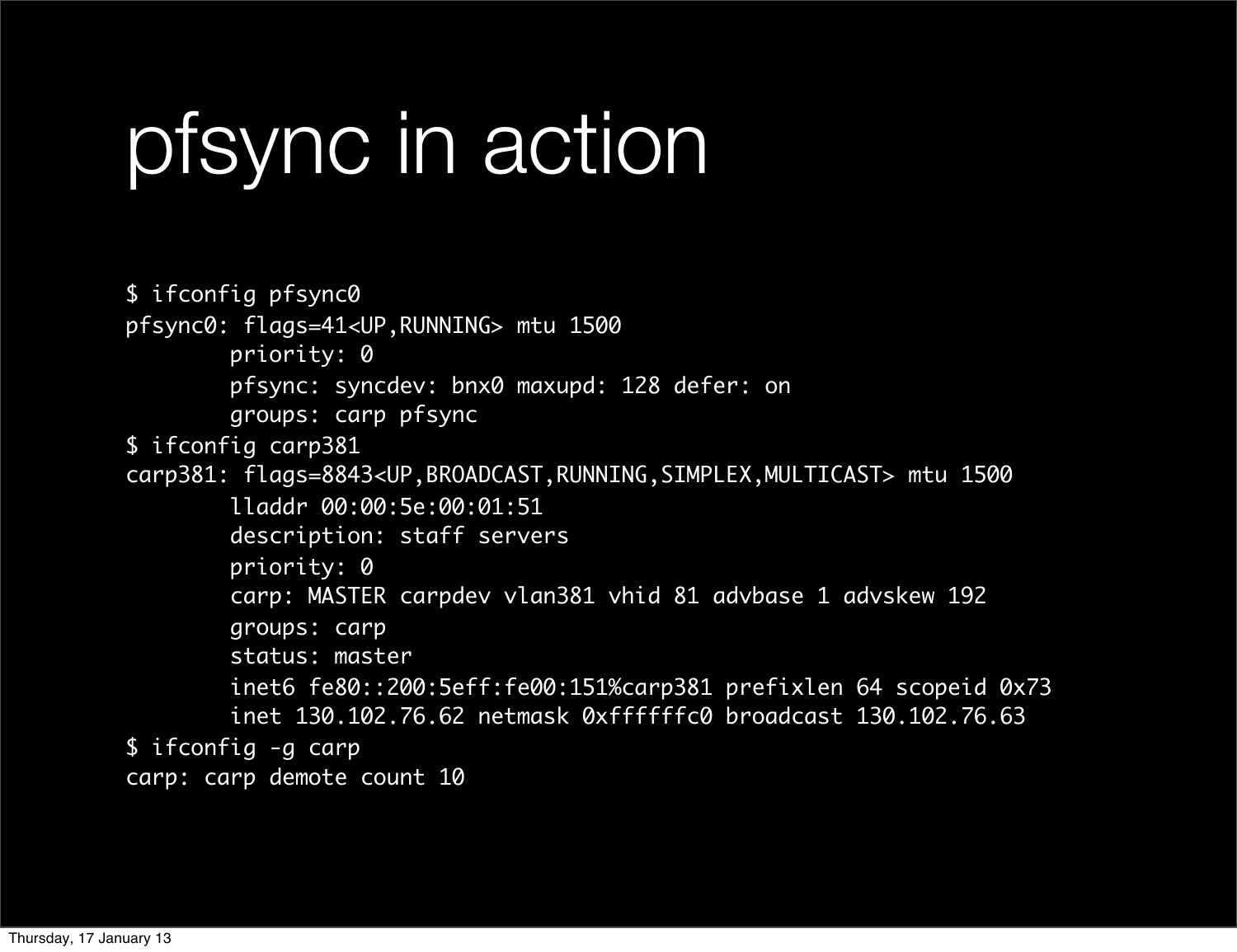# pfsync in action

```
$ ifconfig pfsync0
pfsync0: flags=41<UP,RUNNING> mtu 1500
        priority: 0
        pfsync: syncdev: bnx0 maxupd: 128 defer: on
        groups: carp pfsync
$ ifconfig carp381
carp381: flags=8843<UP,BROADCAST,RUNNING,SIMPLEX,MULTICAST> mtu 1500
        lladdr 00:00:5e:00:01:51
        description: staff servers
        priority: 0
        carp: MASTER carpdev vlan381 vhid 81 advbase 1 advskew 192
        groups: carp
        status: master
        inet6 fe80::200:5eff:fe00:151%carp381 prefixlen 64 scopeid 0x73
        inet 130.102.76.62 netmask 0xffffffc0 broadcast 130.102.76.63
$ ifconfig -g carp
carp: carp demote count 10
```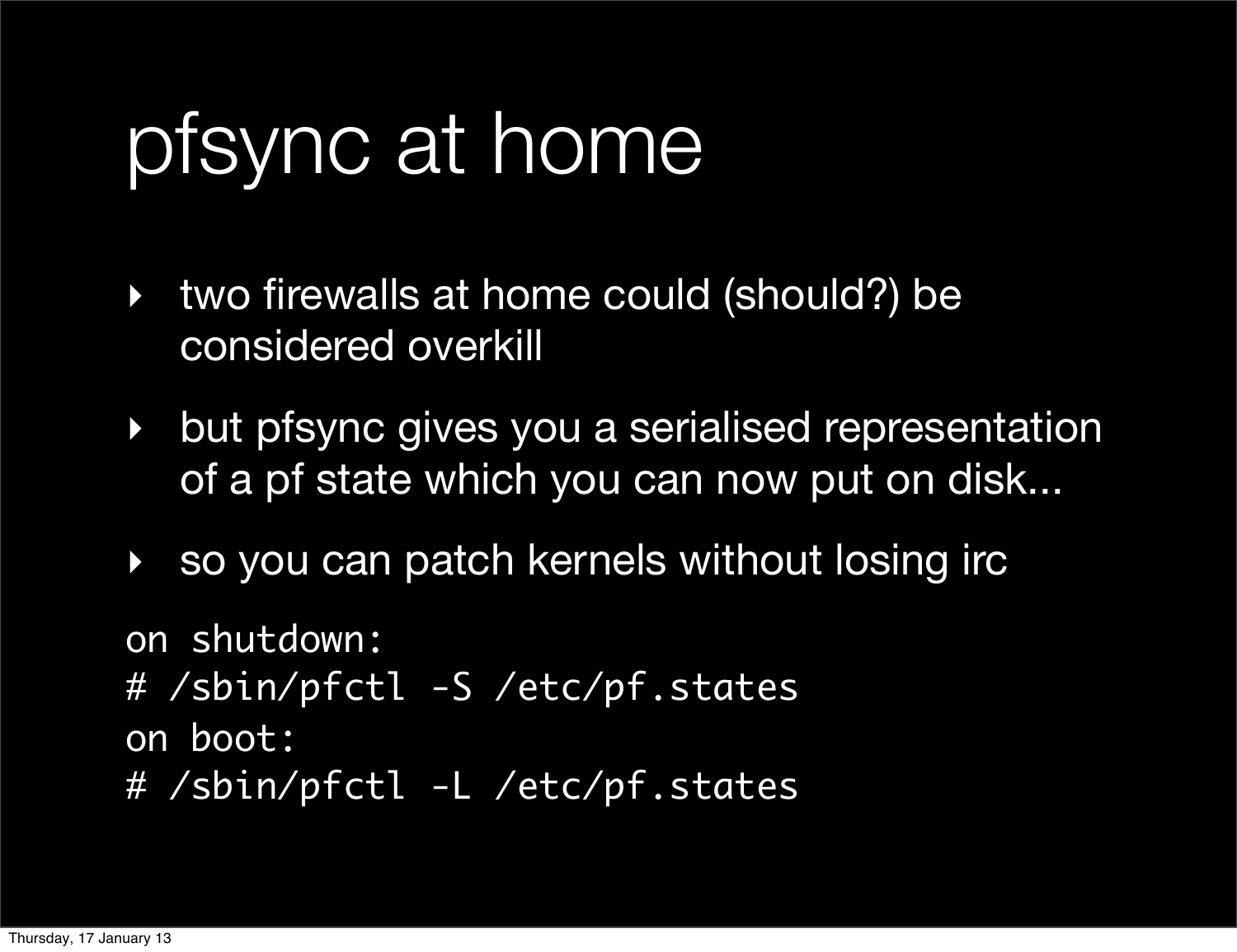# pfsync at home

- two firewalls at home could (should?) be considered overkill
- but pfsync gives you a serialised representation of a pf state which you can now put on disk...
- so you can patch kernels without losing irc

```
on shutdown:
# /sbin/pfctl -S /etc/pf.states
on boot:
# /sbin/pfctl -L /etc/pf.states
```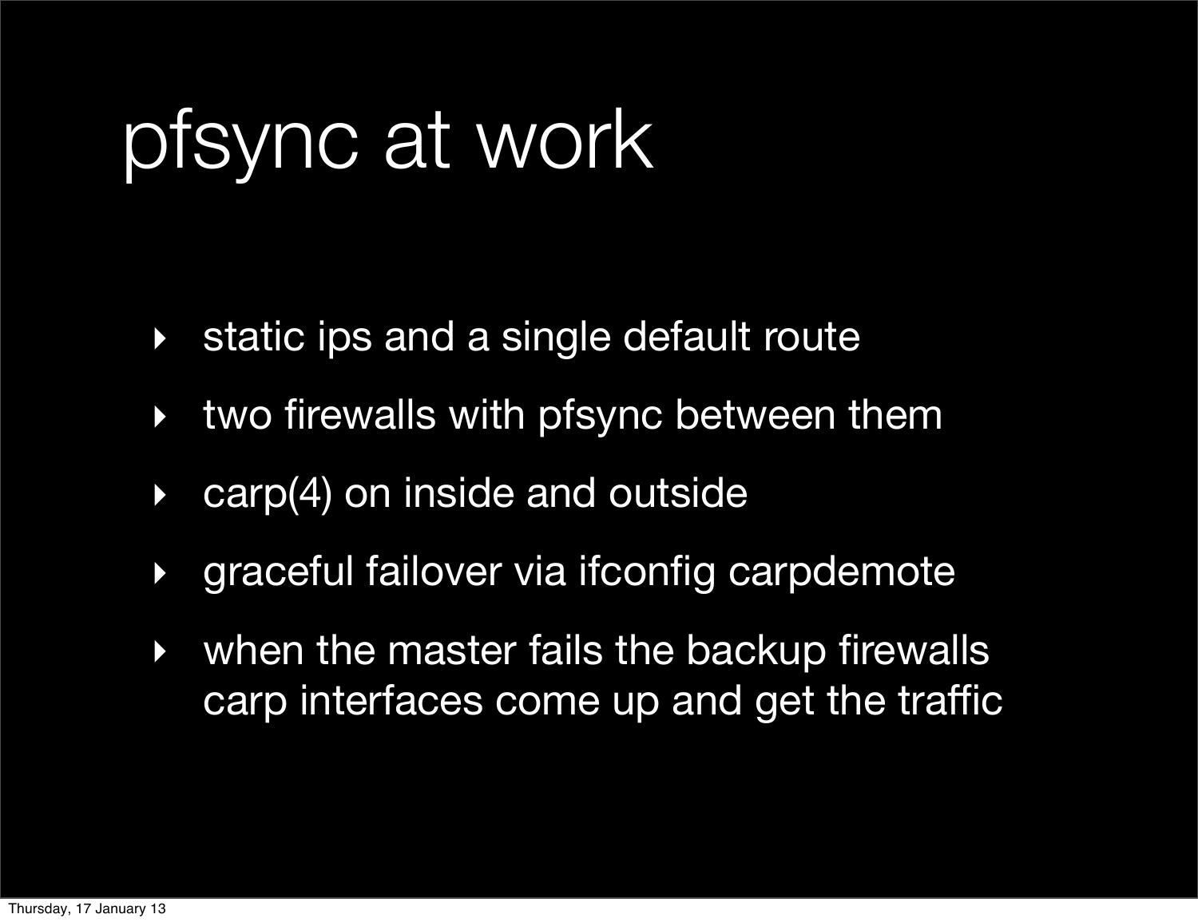# pfsync at work

- static ips and a single default route
- two firewalls with pfsync between them
- carp(4) on inside and outside
- graceful failover via ifconfig carpdemote
- when the master fails the backup firewalls carp interfaces come up and get the traffic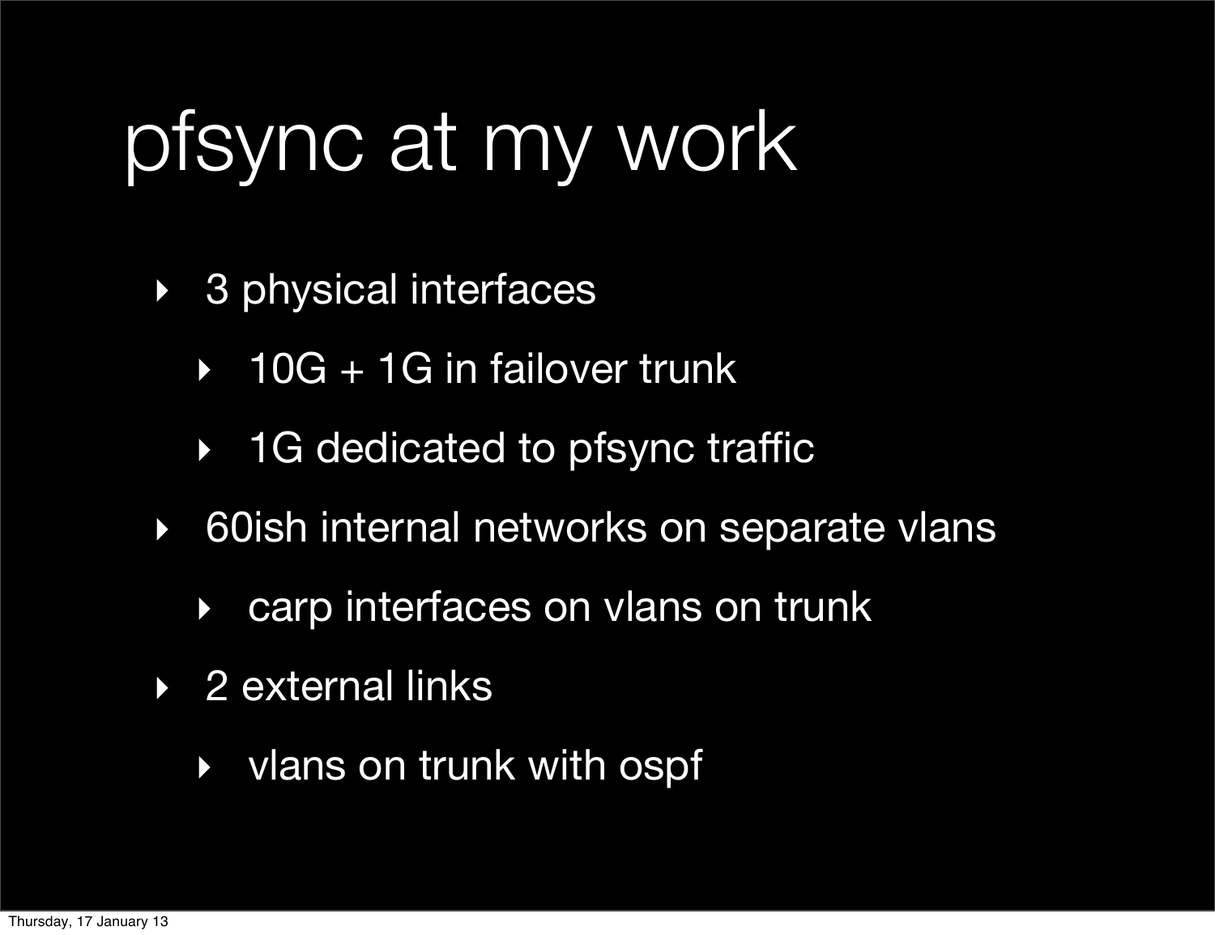# pfsync at my work

- 3 physical interfaces
  - 10G + 1G in failover trunk
  - 1G dedicated to pfsync traffic
- 60ish internal networks on separate vlans
  - carp interfaces on vlans on trunk
- 2 external links
  - vlans on trunk with ospf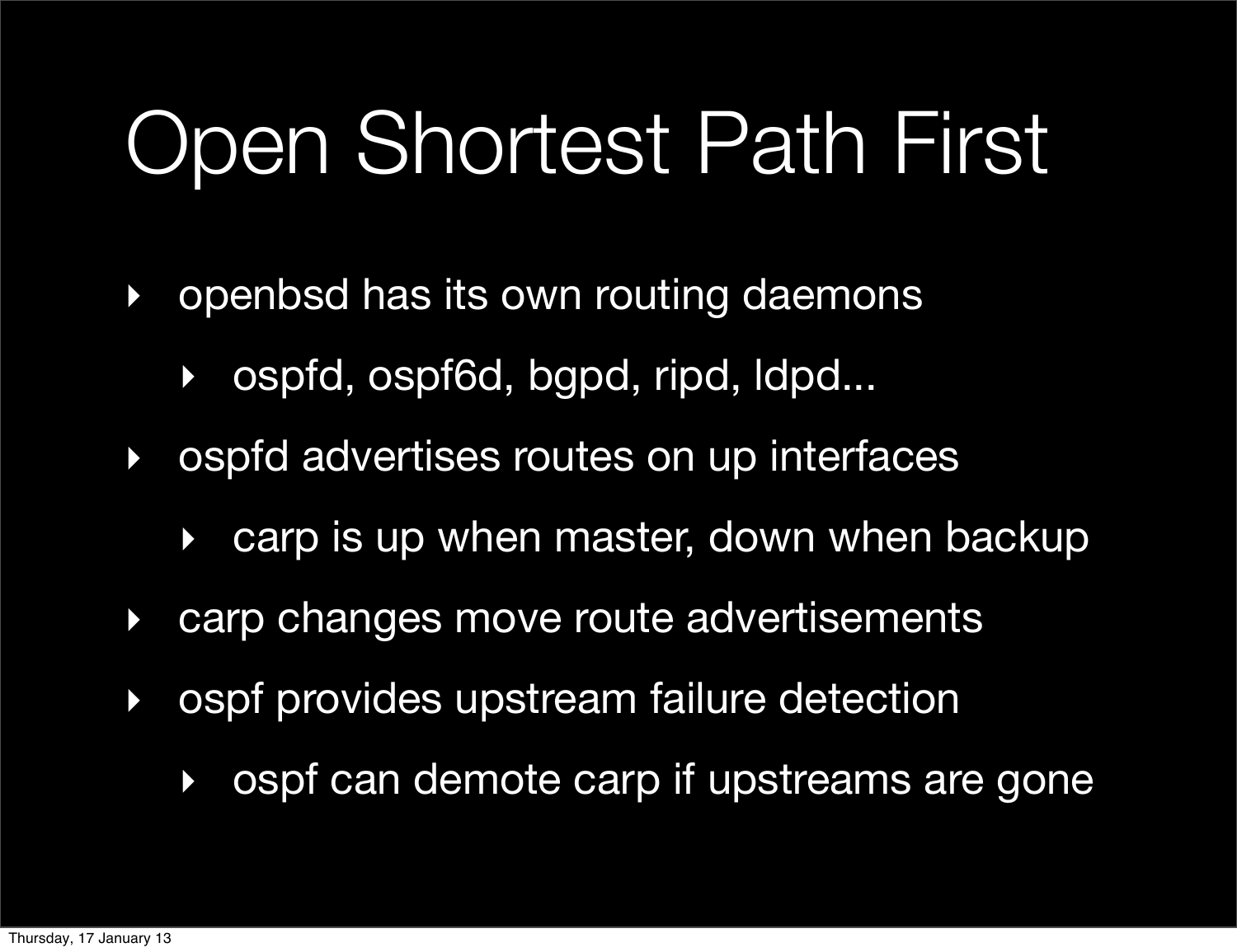# Open Shortest Path First

- openbsd has its own routing daemons
  - ospfd, ospf6d, bgpd, ripd, ldpd...
- ospfd advertises routes on up interfaces
  - carp is up when master, down when backup
- carp changes move route advertisements
- ospf provides upstream failure detection
  - ospf can demote carp if upstreams are gone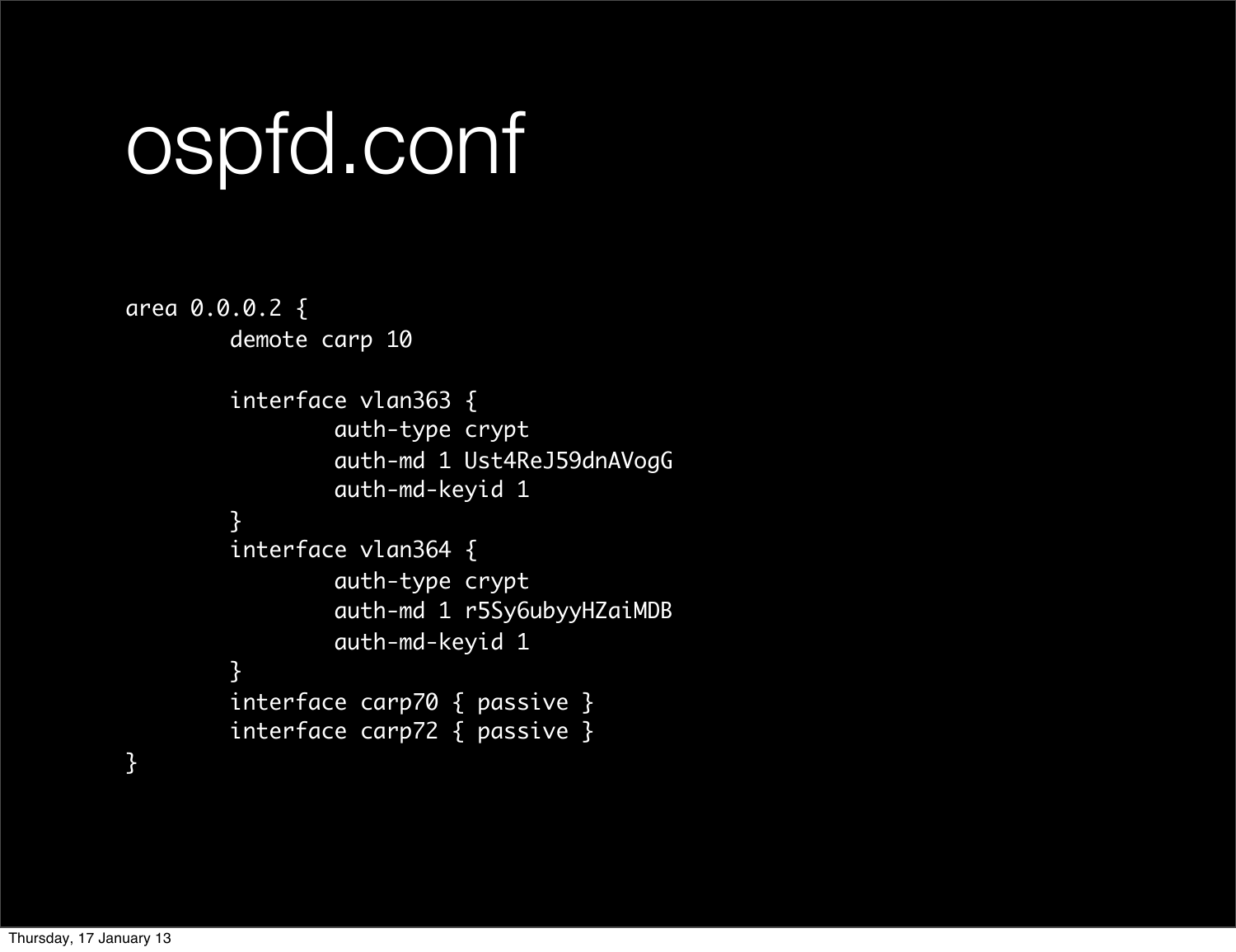# ospfd.conf

```
area 0.0.0.2 {
        demote carp 10

        interface vlan363 {
                auth-type crypt
                auth-md 1 Ust4ReJ59dnAVogG
                auth-md-keyid 1
        }
        interface vlan364 {
                auth-type crypt
                auth-md 1 r5Sy6ubyyHZaiMDB
                auth-md-keyid 1
        }
        interface carp70 { passive }
        interface carp72 { passive }
}
```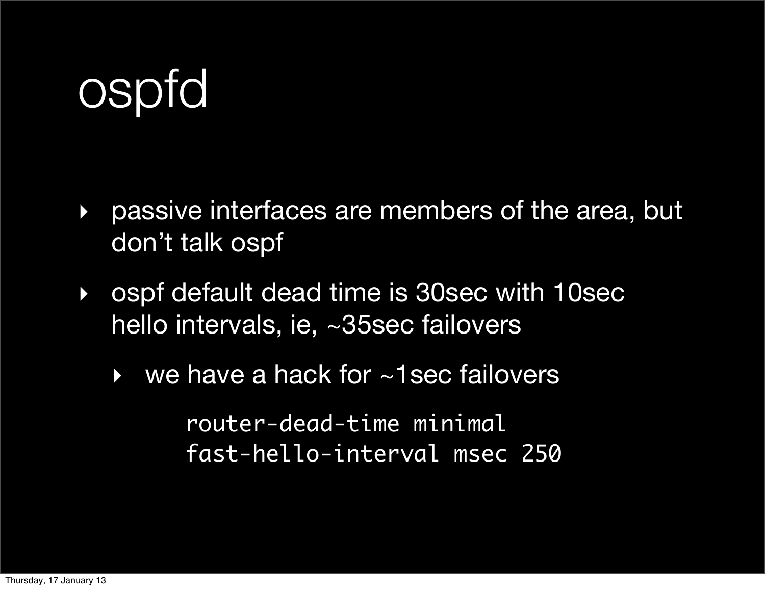# ospfd

- passive interfaces are members of the area, but don’t talk ospf
- ospf default dead time is 30sec with 10sec hello intervals, ie, ~35sec failovers
  - we have a hack for ~1sec failovers

```
router-dead-time minimal
fast-hello-interval msec 250
```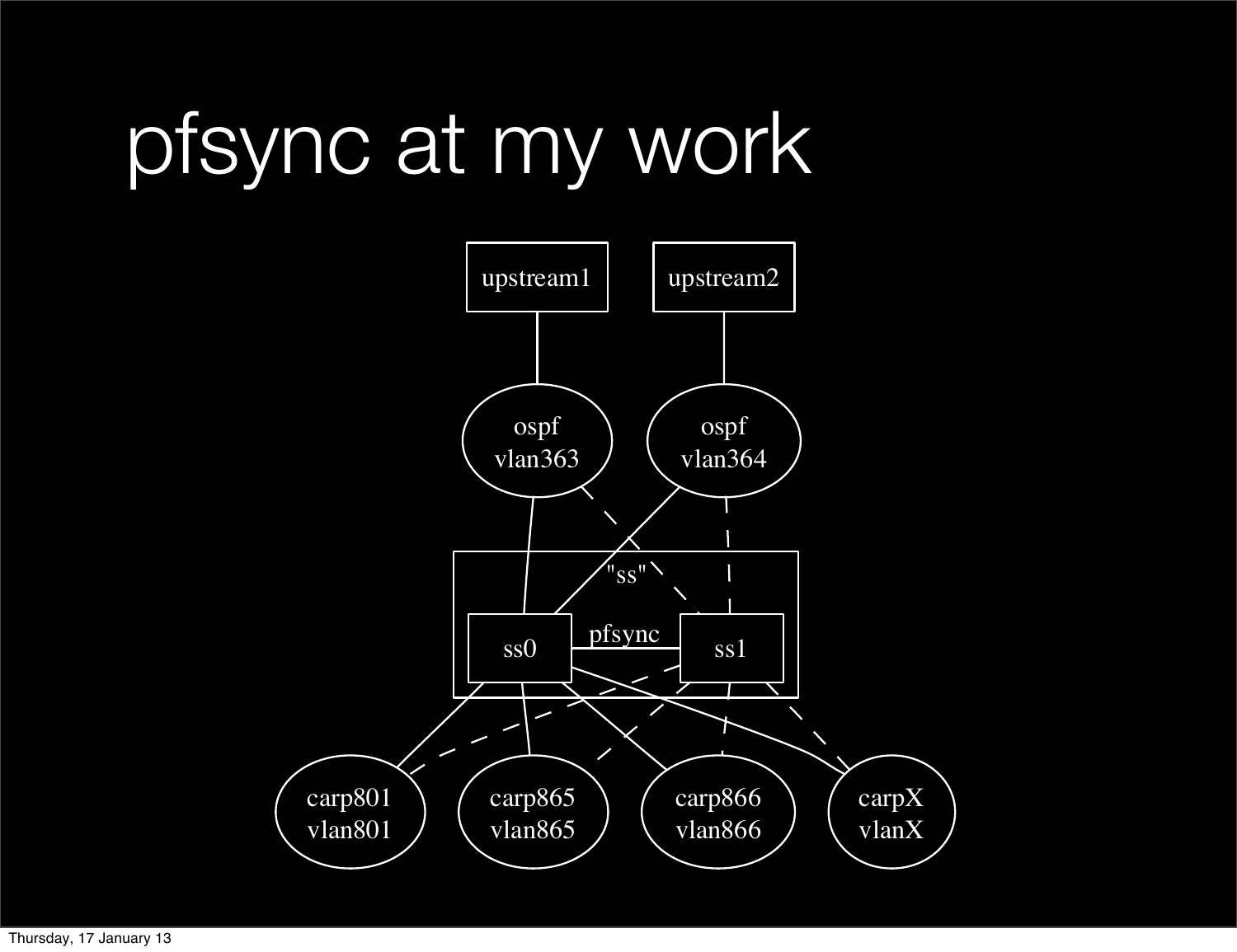# pfsync at my work

upstream1

upstream2

ospf
vlan363

ospf
vlan364

"ss"

ss0

pfsync

ss1

carp801
vlan801

carp865
vlan865

carp866
vlan866

carpX
vlanX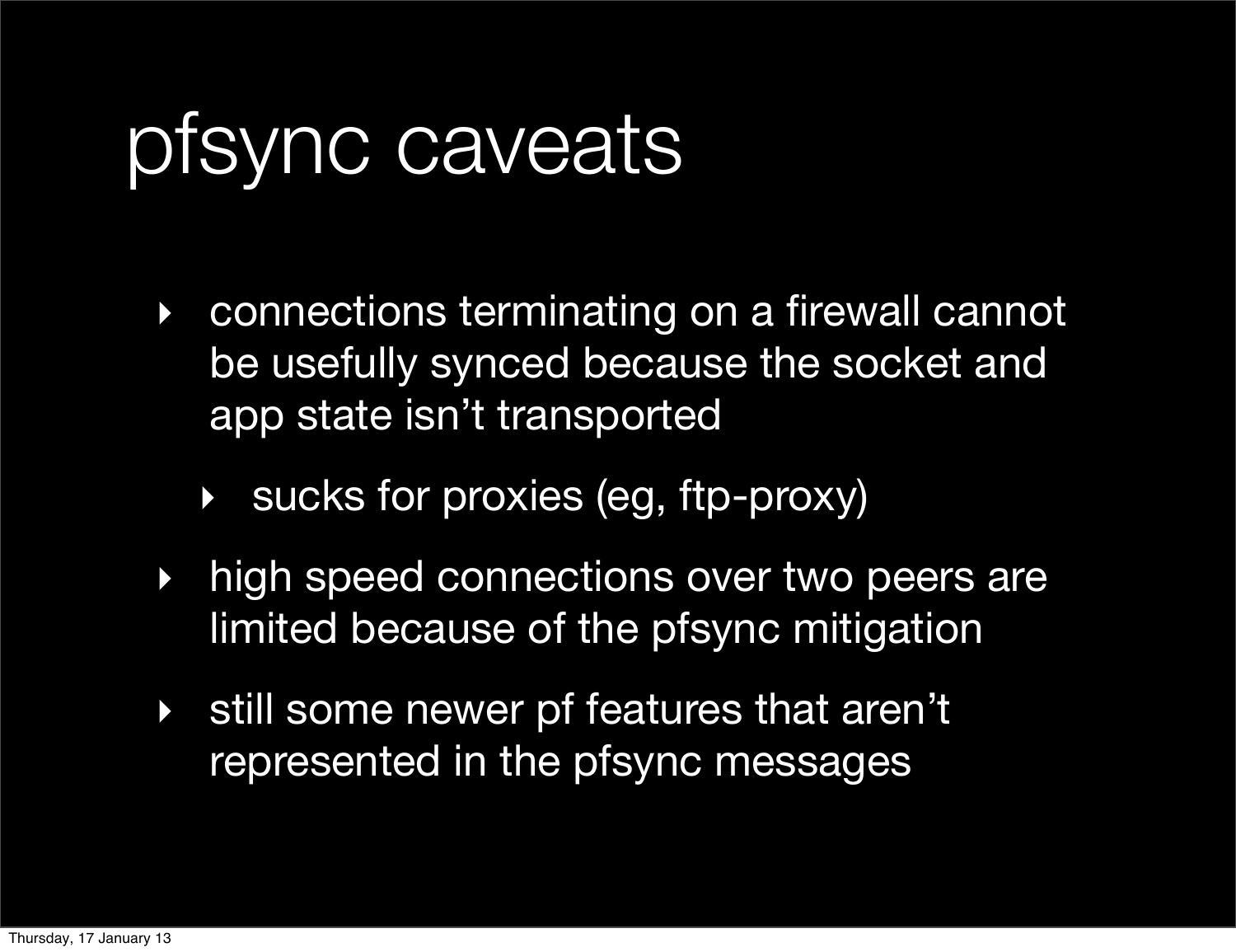# pfsync caveats

- connections terminating on a firewall cannot be usefully synced because the socket and app state isn't transported
  - sucks for proxies (eg, ftp-proxy)
- high speed connections over two peers are limited because of the pfsync mitigation
- still some newer pf features that aren't represented in the pfsync messages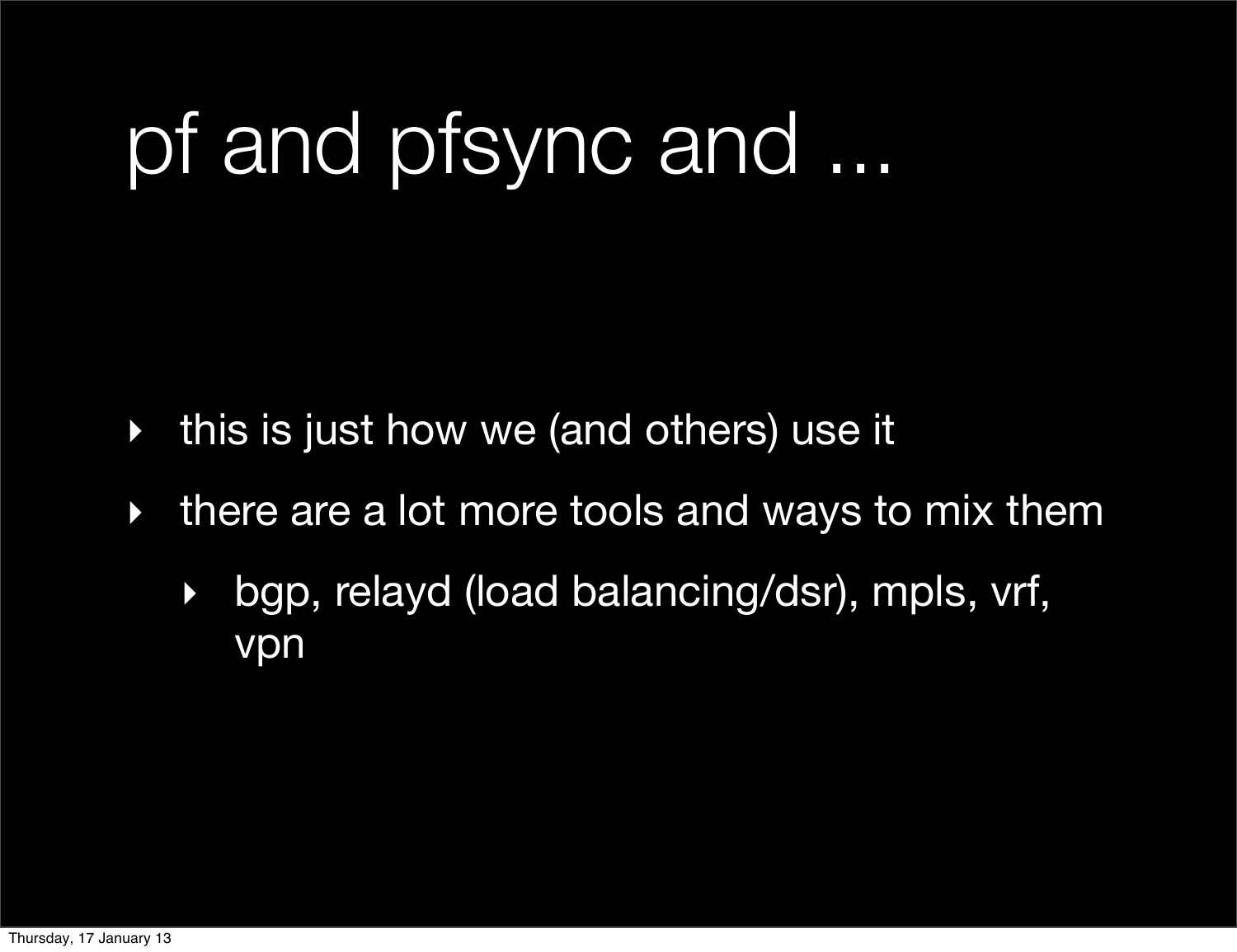# pf and pfsync and ...

- this is just how we (and others) use it
- there are a lot more tools and ways to mix them
  - bgp, relayd (load balancing/dsr), mpls, vrf, vpn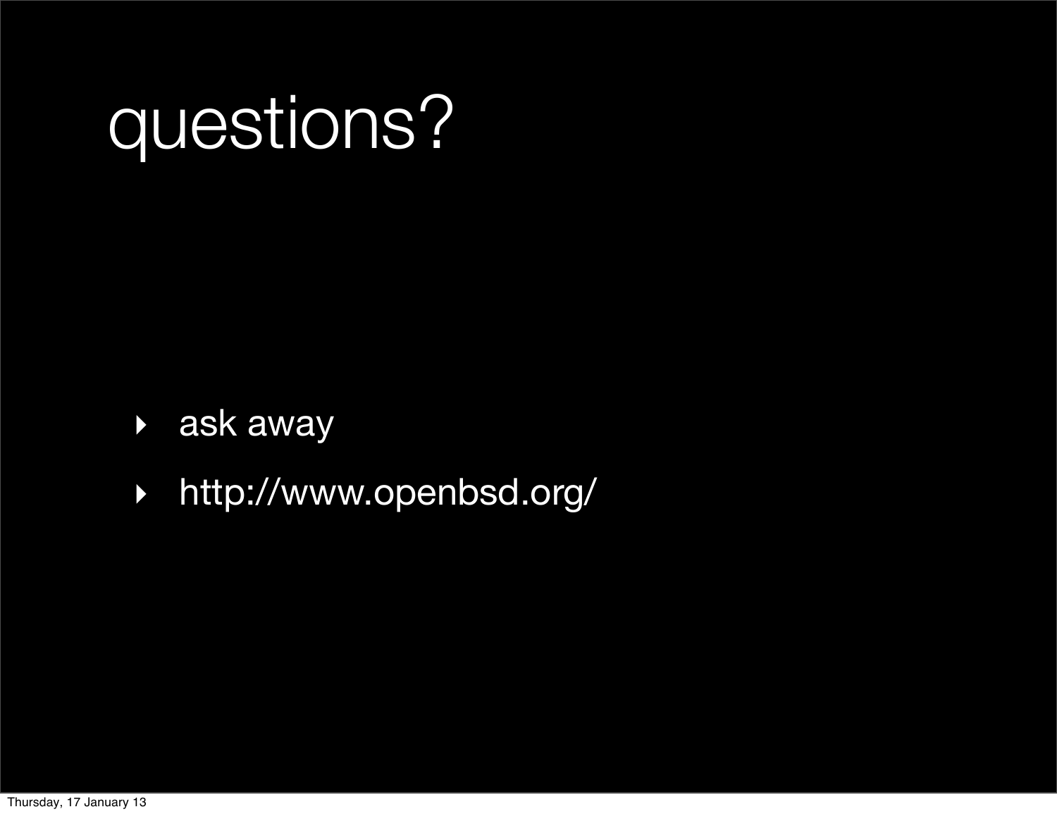# questions?

- ask away
- http://www.openbsd.org/